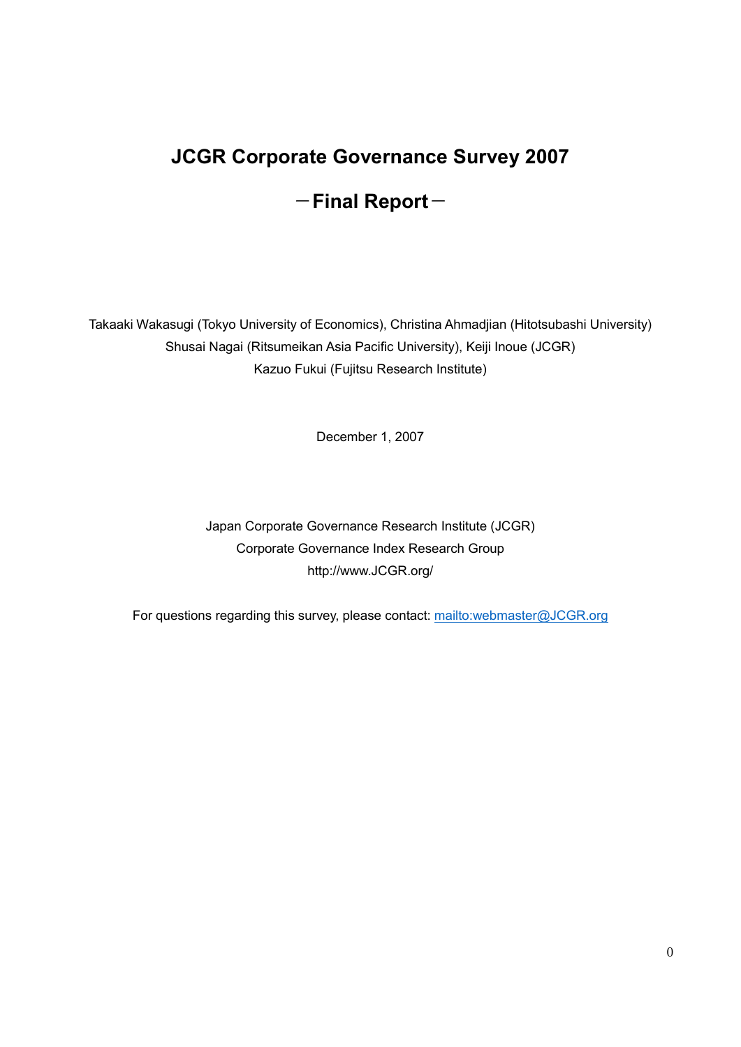# JCGR Corporate Governance Survey 2007

## －Final Report－

Takaaki Wakasugi (Tokyo University of Economics), Christina Ahmadjian (Hitotsubashi University)
Shusai Nagai (Ritsumeikan Asia Pacific University), Keiji Inoue (JCGR)
Kazuo Fukui (Fujitsu Research Institute)

December 1, 2007

Japan Corporate Governance Research Institute (JCGR)
Corporate Governance Index Research Group
http://www.JCGR.org/

For questions regarding this survey, please contact: mailto:webmaster@JCGR.org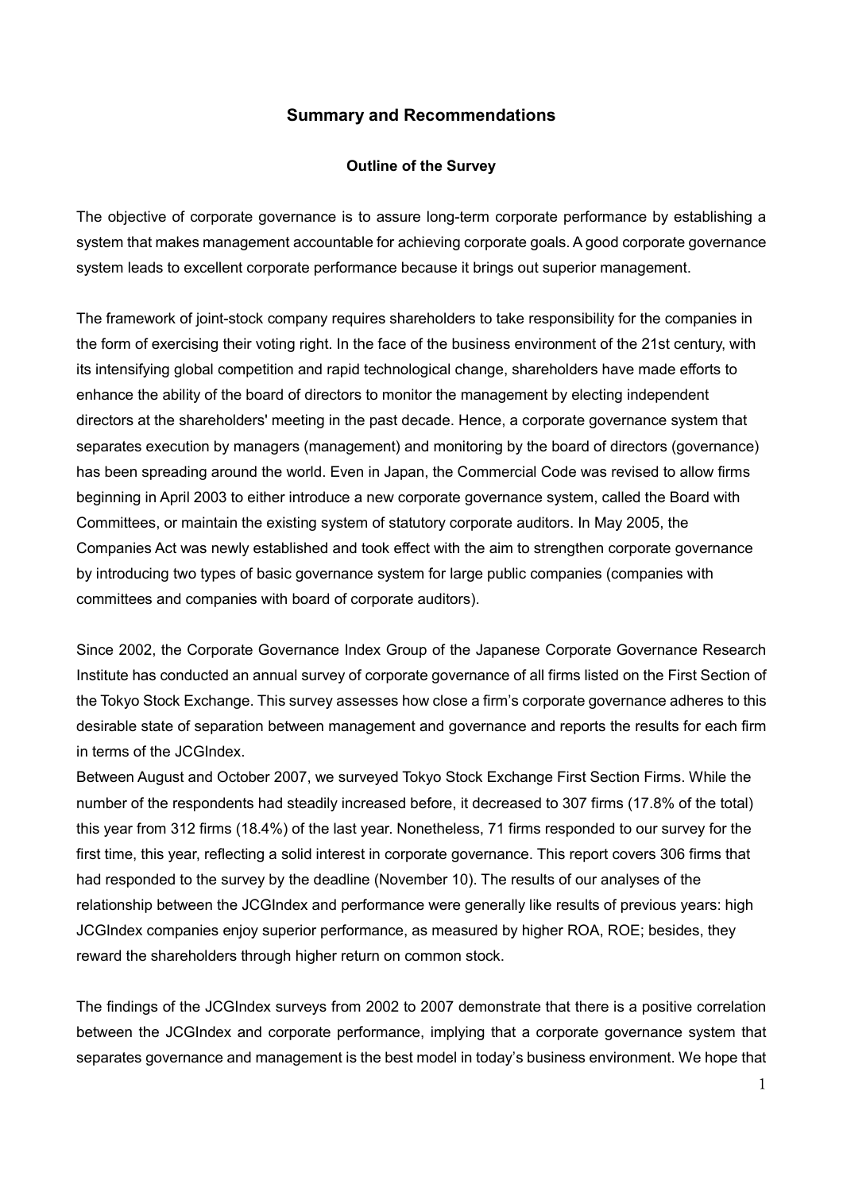## Summary and Recommendations

### Outline of the Survey

The objective of corporate governance is to assure long-term corporate performance by establishing a system that makes management accountable for achieving corporate goals. A good corporate governance system leads to excellent corporate performance because it brings out superior management.

The framework of joint-stock company requires shareholders to take responsibility for the companies in the form of exercising their voting right. In the face of the business environment of the 21st century, with its intensifying global competition and rapid technological change, shareholders have made efforts to enhance the ability of the board of directors to monitor the management by electing independent directors at the shareholders' meeting in the past decade. Hence, a corporate governance system that separates execution by managers (management) and monitoring by the board of directors (governance) has been spreading around the world. Even in Japan, the Commercial Code was revised to allow firms beginning in April 2003 to either introduce a new corporate governance system, called the Board with Committees, or maintain the existing system of statutory corporate auditors. In May 2005, the Companies Act was newly established and took effect with the aim to strengthen corporate governance by introducing two types of basic governance system for large public companies (companies with committees and companies with board of corporate auditors).

Since 2002, the Corporate Governance Index Group of the Japanese Corporate Governance Research Institute has conducted an annual survey of corporate governance of all firms listed on the First Section of the Tokyo Stock Exchange. This survey assesses how close a firm's corporate governance adheres to this desirable state of separation between management and governance and reports the results for each firm in terms of the JCGIndex.

Between August and October 2007, we surveyed Tokyo Stock Exchange First Section Firms. While the number of the respondents had steadily increased before, it decreased to 307 firms (17.8% of the total) this year from 312 firms (18.4%) of the last year. Nonetheless, 71 firms responded to our survey for the first time, this year, reflecting a solid interest in corporate governance. This report covers 306 firms that had responded to the survey by the deadline (November 10). The results of our analyses of the relationship between the JCGIndex and performance were generally like results of previous years: high JCGIndex companies enjoy superior performance, as measured by higher ROA, ROE; besides, they reward the shareholders through higher return on common stock.

The findings of the JCGIndex surveys from 2002 to 2007 demonstrate that there is a positive correlation between the JCGIndex and corporate performance, implying that a corporate governance system that separates governance and management is the best model in today's business environment. We hope that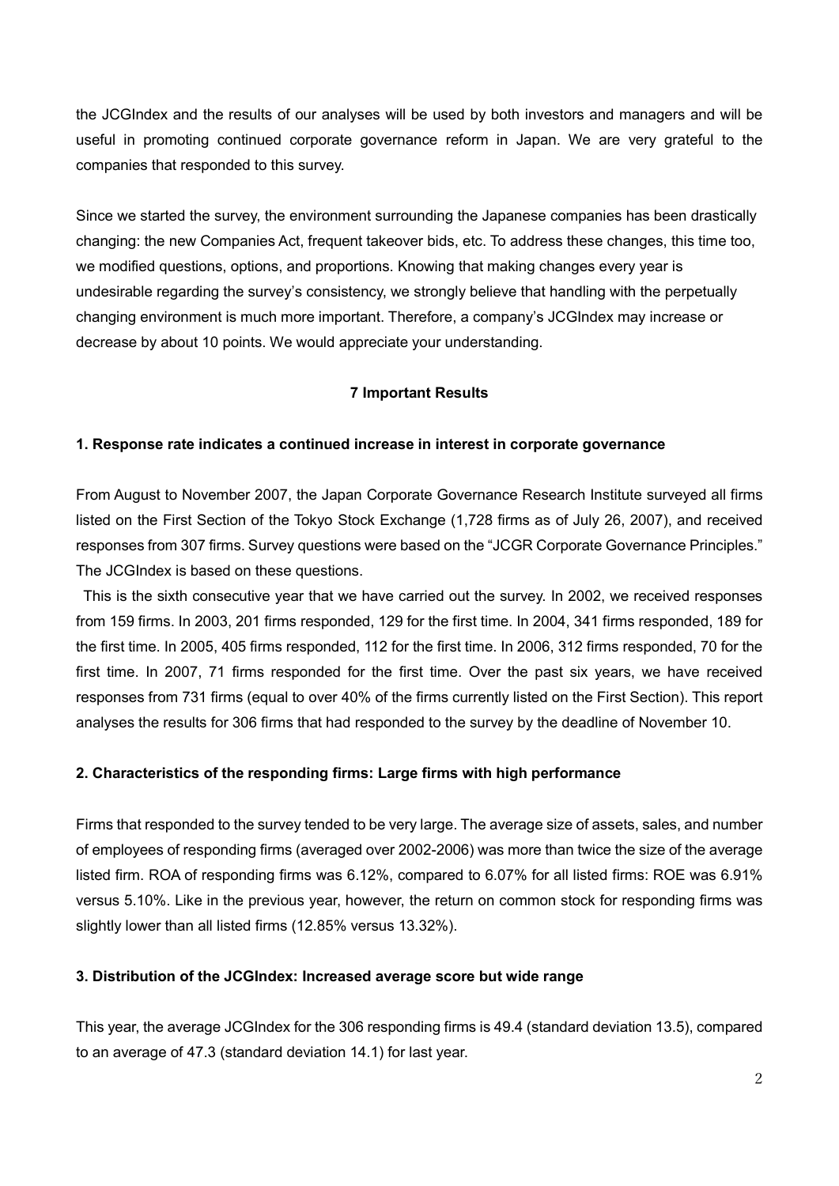the JCGIndex and the results of our analyses will be used by both investors and managers and will be useful in promoting continued corporate governance reform in Japan. We are very grateful to the companies that responded to this survey.

Since we started the survey, the environment surrounding the Japanese companies has been drastically changing: the new Companies Act, frequent takeover bids, etc. To address these changes, this time too, we modified questions, options, and proportions. Knowing that making changes every year is undesirable regarding the survey's consistency, we strongly believe that handling with the perpetually changing environment is much more important. Therefore, a company's JCGIndex may increase or decrease by about 10 points. We would appreciate your understanding.

## 7 Important Results

### 1. Response rate indicates a continued increase in interest in corporate governance

From August to November 2007, the Japan Corporate Governance Research Institute surveyed all firms listed on the First Section of the Tokyo Stock Exchange (1,728 firms as of July 26, 2007), and received responses from 307 firms. Survey questions were based on the "JCGR Corporate Governance Principles." The JCGIndex is based on these questions.

This is the sixth consecutive year that we have carried out the survey. In 2002, we received responses from 159 firms. In 2003, 201 firms responded, 129 for the first time. In 2004, 341 firms responded, 189 for the first time. In 2005, 405 firms responded, 112 for the first time. In 2006, 312 firms responded, 70 for the first time. In 2007, 71 firms responded for the first time. Over the past six years, we have received responses from 731 firms (equal to over 40% of the firms currently listed on the First Section). This report analyses the results for 306 firms that had responded to the survey by the deadline of November 10.

### 2. Characteristics of the responding firms: Large firms with high performance

Firms that responded to the survey tended to be very large. The average size of assets, sales, and number of employees of responding firms (averaged over 2002-2006) was more than twice the size of the average listed firm. ROA of responding firms was 6.12%, compared to 6.07% for all listed firms: ROE was 6.91% versus 5.10%. Like in the previous year, however, the return on common stock for responding firms was slightly lower than all listed firms (12.85% versus 13.32%).

### 3. Distribution of the JCGIndex: Increased average score but wide range

This year, the average JCGIndex for the 306 responding firms is 49.4 (standard deviation 13.5), compared to an average of 47.3 (standard deviation 14.1) for last year.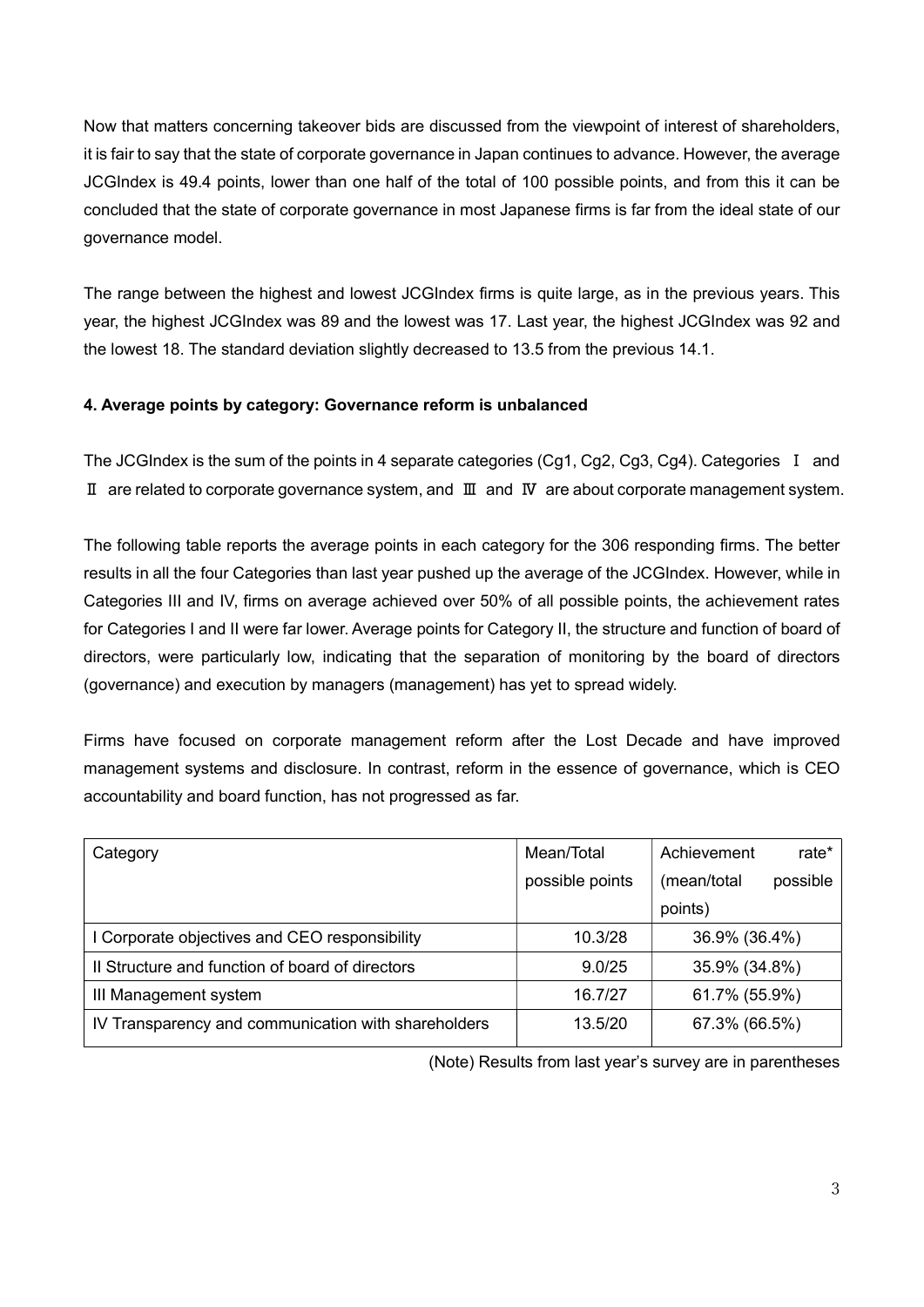Now that matters concerning takeover bids are discussed from the viewpoint of interest of shareholders, it is fair to say that the state of corporate governance in Japan continues to advance. However, the average JCGIndex is 49.4 points, lower than one half of the total of 100 possible points, and from this it can be concluded that the state of corporate governance in most Japanese firms is far from the ideal state of our governance model.

The range between the highest and lowest JCGIndex firms is quite large, as in the previous years. This year, the highest JCGIndex was 89 and the lowest was 17. Last year, the highest JCGIndex was 92 and the lowest 18. The standard deviation slightly decreased to 13.5 from the previous 14.1.

**4. Average points by category: Governance reform is unbalanced**

The JCGIndex is the sum of the points in 4 separate categories (Cg1, Cg2, Cg3, Cg4). Categories Ⅰ and Ⅱ are related to corporate governance system, and Ⅲ and Ⅳ are about corporate management system.

The following table reports the average points in each category for the 306 responding firms. The better results in all the four Categories than last year pushed up the average of the JCGIndex. However, while in Categories III and IV, firms on average achieved over 50% of all possible points, the achievement rates for Categories I and II were far lower. Average points for Category II, the structure and function of board of directors, were particularly low, indicating that the separation of monitoring by the board of directors (governance) and execution by managers (management) has yet to spread widely.

Firms have focused on corporate management reform after the Lost Decade and have improved management systems and disclosure. In contrast, reform in the essence of governance, which is CEO accountability and board function, has not progressed as far.

| Category | Mean/Total possible points | Achievement rate* (mean/total possible points) |
|---|---|---|
| I Corporate objectives and CEO responsibility | 10.3/28 | 36.9% (36.4%) |
| II Structure and function of board of directors | 9.0/25 | 35.9% (34.8%) |
| III Management system | 16.7/27 | 61.7% (55.9%) |
| IV Transparency and communication with shareholders | 13.5/20 | 67.3% (66.5%) |

(Note) Results from last year's survey are in parentheses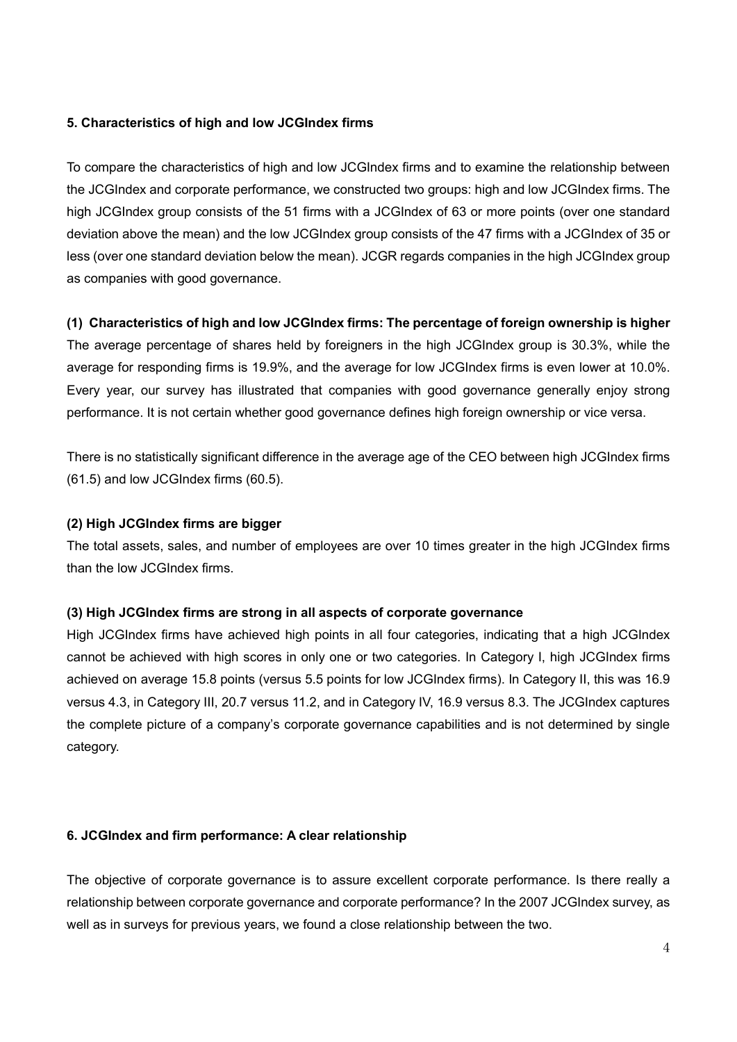### 5. Characteristics of high and low JCGIndex firms

To compare the characteristics of high and low JCGIndex firms and to examine the relationship between the JCGIndex and corporate performance, we constructed two groups: high and low JCGIndex firms. The high JCGIndex group consists of the 51 firms with a JCGIndex of 63 or more points (over one standard deviation above the mean) and the low JCGIndex group consists of the 47 firms with a JCGIndex of 35 or less (over one standard deviation below the mean). JCGR regards companies in the high JCGIndex group as companies with good governance.

#### (1) Characteristics of high and low JCGIndex firms: The percentage of foreign ownership is higher

The average percentage of shares held by foreigners in the high JCGIndex group is 30.3%, while the average for responding firms is 19.9%, and the average for low JCGIndex firms is even lower at 10.0%. Every year, our survey has illustrated that companies with good governance generally enjoy strong performance. It is not certain whether good governance defines high foreign ownership or vice versa.

There is no statistically significant difference in the average age of the CEO between high JCGIndex firms (61.5) and low JCGIndex firms (60.5).

#### (2) High JCGIndex firms are bigger

The total assets, sales, and number of employees are over 10 times greater in the high JCGIndex firms than the low JCGIndex firms.

#### (3) High JCGIndex firms are strong in all aspects of corporate governance

High JCGIndex firms have achieved high points in all four categories, indicating that a high JCGIndex cannot be achieved with high scores in only one or two categories. In Category I, high JCGIndex firms achieved on average 15.8 points (versus 5.5 points for low JCGIndex firms). In Category II, this was 16.9 versus 4.3, in Category III, 20.7 versus 11.2, and in Category IV, 16.9 versus 8.3. The JCGIndex captures the complete picture of a company's corporate governance capabilities and is not determined by single category.

### 6. JCGIndex and firm performance: A clear relationship

The objective of corporate governance is to assure excellent corporate performance. Is there really a relationship between corporate governance and corporate performance? In the 2007 JCGIndex survey, as well as in surveys for previous years, we found a close relationship between the two.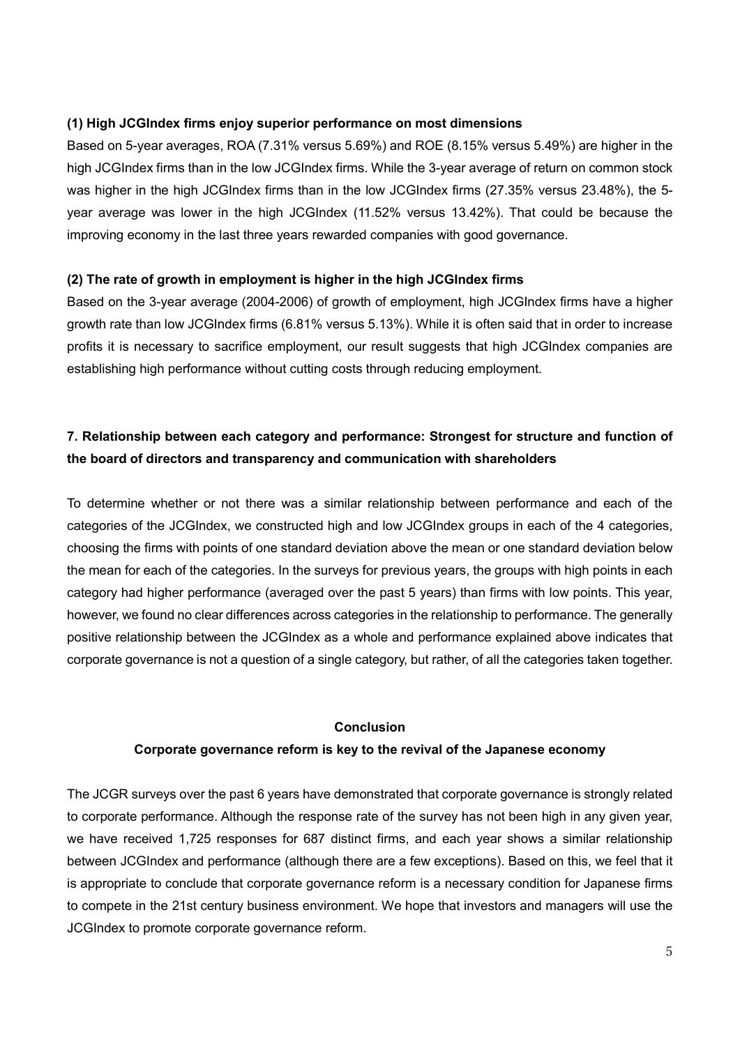**(1) High JCGIndex firms enjoy superior performance on most dimensions**

Based on 5-year averages, ROA (7.31% versus 5.69%) and ROE (8.15% versus 5.49%) are higher in the high JCGIndex firms than in the low JCGIndex firms. While the 3-year average of return on common stock was higher in the high JCGIndex firms than in the low JCGIndex firms (27.35% versus 23.48%), the 5-year average was lower in the high JCGIndex (11.52% versus 13.42%). That could be because the improving economy in the last three years rewarded companies with good governance.

**(2) The rate of growth in employment is higher in the high JCGIndex firms**

Based on the 3-year average (2004-2006) of growth of employment, high JCGIndex firms have a higher growth rate than low JCGIndex firms (6.81% versus 5.13%). While it is often said that in order to increase profits it is necessary to sacrifice employment, our result suggests that high JCGIndex companies are establishing high performance without cutting costs through reducing employment.

## 7. Relationship between each category and performance: Strongest for structure and function of the board of directors and transparency and communication with shareholders

To determine whether or not there was a similar relationship between performance and each of the categories of the JCGIndex, we constructed high and low JCGIndex groups in each of the 4 categories, choosing the firms with points of one standard deviation above the mean or one standard deviation below the mean for each of the categories. In the surveys for previous years, the groups with high points in each category had higher performance (averaged over the past 5 years) than firms with low points. This year, however, we found no clear differences across categories in the relationship to performance. The generally positive relationship between the JCGIndex as a whole and performance explained above indicates that corporate governance is not a question of a single category, but rather, of all the categories taken together.

## Conclusion

### Corporate governance reform is key to the revival of the Japanese economy

The JCGR surveys over the past 6 years have demonstrated that corporate governance is strongly related to corporate performance. Although the response rate of the survey has not been high in any given year, we have received 1,725 responses for 687 distinct firms, and each year shows a similar relationship between JCGIndex and performance (although there are a few exceptions). Based on this, we feel that it is appropriate to conclude that corporate governance reform is a necessary condition for Japanese firms to compete in the 21st century business environment. We hope that investors and managers will use the JCGIndex to promote corporate governance reform.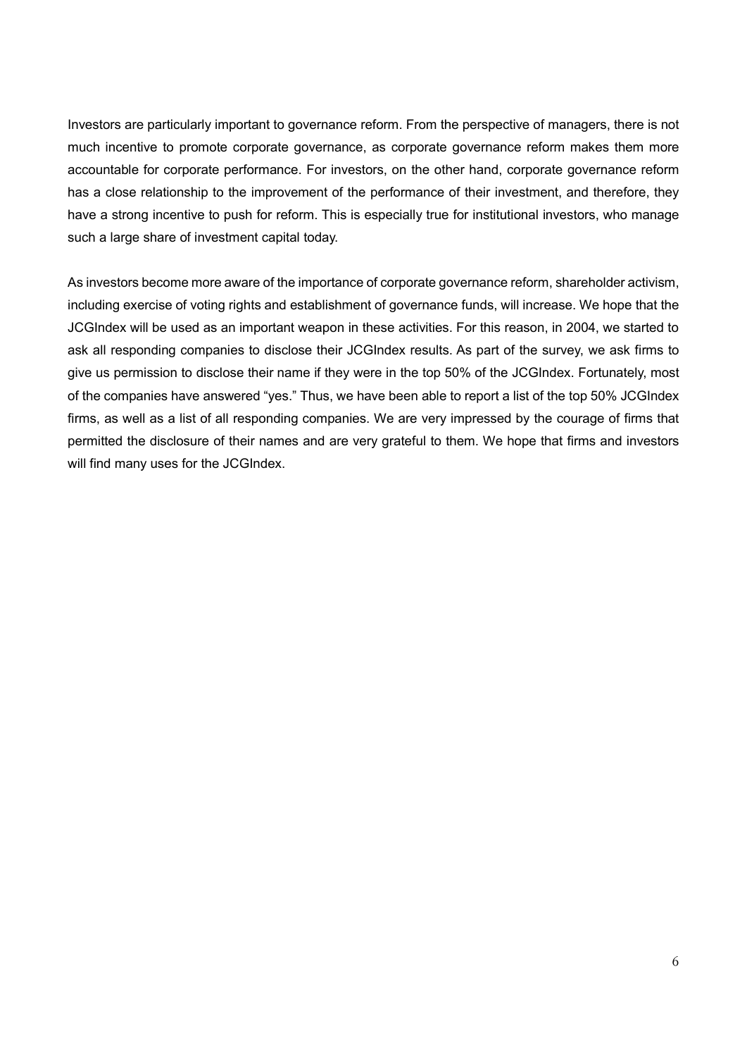Investors are particularly important to governance reform. From the perspective of managers, there is not much incentive to promote corporate governance, as corporate governance reform makes them more accountable for corporate performance. For investors, on the other hand, corporate governance reform has a close relationship to the improvement of the performance of their investment, and therefore, they have a strong incentive to push for reform. This is especially true for institutional investors, who manage such a large share of investment capital today.

As investors become more aware of the importance of corporate governance reform, shareholder activism, including exercise of voting rights and establishment of governance funds, will increase. We hope that the JCGIndex will be used as an important weapon in these activities. For this reason, in 2004, we started to ask all responding companies to disclose their JCGIndex results. As part of the survey, we ask firms to give us permission to disclose their name if they were in the top 50% of the JCGIndex. Fortunately, most of the companies have answered "yes." Thus, we have been able to report a list of the top 50% JCGIndex firms, as well as a list of all responding companies. We are very impressed by the courage of firms that permitted the disclosure of their names and are very grateful to them. We hope that firms and investors will find many uses for the JCGIndex.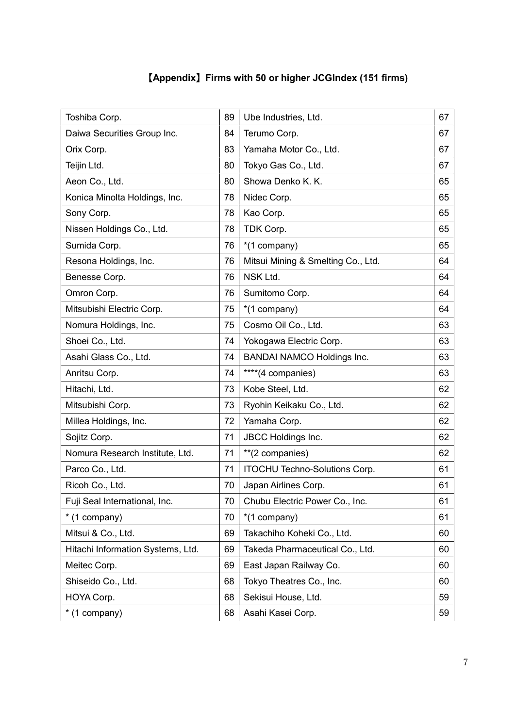## 【Appendix】Firms with 50 or higher JCGIndex (151 firms)

| Toshiba Corp. | 89 | Ube Industries, Ltd. | 67 |
|---|---|---|---|
| Daiwa Securities Group Inc. | 84 | Terumo Corp. | 67 |
| Orix Corp. | 83 | Yamaha Motor Co., Ltd. | 67 |
| Teijin Ltd. | 80 | Tokyo Gas Co., Ltd. | 67 |
| Aeon Co., Ltd. | 80 | Showa Denko K. K. | 65 |
| Konica Minolta Holdings, Inc. | 78 | Nidec Corp. | 65 |
| Sony Corp. | 78 | Kao Corp. | 65 |
| Nissen Holdings Co., Ltd. | 78 | TDK Corp. | 65 |
| Sumida Corp. | 76 | *(1 company) | 65 |
| Resona Holdings, Inc. | 76 | Mitsui Mining & Smelting Co., Ltd. | 64 |
| Benesse Corp. | 76 | NSK Ltd. | 64 |
| Omron Corp. | 76 | Sumitomo Corp. | 64 |
| Mitsubishi Electric Corp. | 75 | *(1 company) | 64 |
| Nomura Holdings, Inc. | 75 | Cosmo Oil Co., Ltd. | 63 |
| Shoei Co., Ltd. | 74 | Yokogawa Electric Corp. | 63 |
| Asahi Glass Co., Ltd. | 74 | BANDAI NAMCO Holdings Inc. | 63 |
| Anritsu Corp. | 74 | ****(4 companies) | 63 |
| Hitachi, Ltd. | 73 | Kobe Steel, Ltd. | 62 |
| Mitsubishi Corp. | 73 | Ryohin Keikaku Co., Ltd. | 62 |
| Millea Holdings, Inc. | 72 | Yamaha Corp. | 62 |
| Sojitz Corp. | 71 | JBCC Holdings Inc. | 62 |
| Nomura Research Institute, Ltd. | 71 | **(2 companies) | 62 |
| Parco Co., Ltd. | 71 | ITOCHU Techno-Solutions Corp. | 61 |
| Ricoh Co., Ltd. | 70 | Japan Airlines Corp. | 61 |
| Fuji Seal International, Inc. | 70 | Chubu Electric Power Co., Inc. | 61 |
| * (1 company) | 70 | *(1 company) | 61 |
| Mitsui & Co., Ltd. | 69 | Takachiho Koheki Co., Ltd. | 60 |
| Hitachi Information Systems, Ltd. | 69 | Takeda Pharmaceutical Co., Ltd. | 60 |
| Meitec Corp. | 69 | East Japan Railway Co. | 60 |
| Shiseido Co., Ltd. | 68 | Tokyo Theatres Co., Inc. | 60 |
| HOYA Corp. | 68 | Sekisui House, Ltd. | 59 |
| * (1 company) | 68 | Asahi Kasei Corp. | 59 |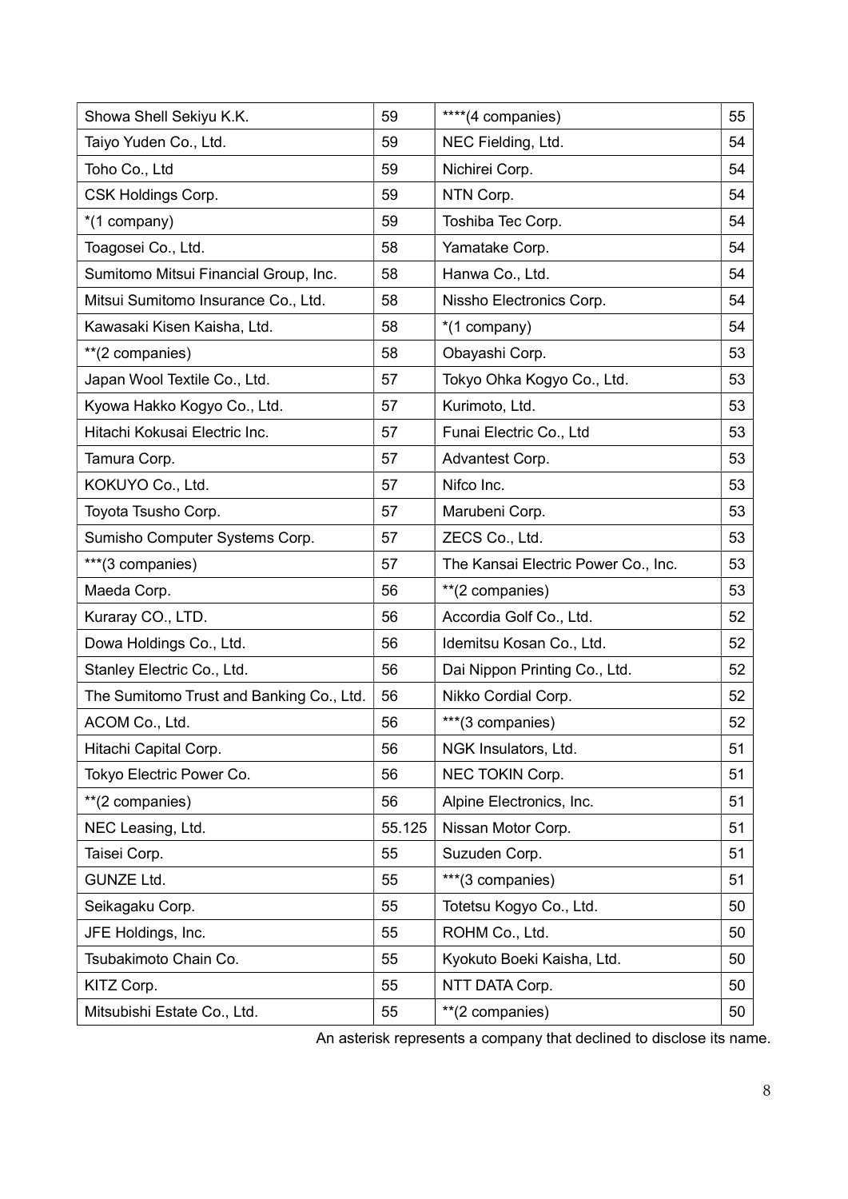| Showa Shell Sekiyu K.K. | 59 | ****(4 companies) | 55 |
|---|---|---|---|
| Taiyo Yuden Co., Ltd. | 59 | NEC Fielding, Ltd. | 54 |
| Toho Co., Ltd | 59 | Nichirei Corp. | 54 |
| CSK Holdings Corp. | 59 | NTN Corp. | 54 |
| *(1 company) | 59 | Toshiba Tec Corp. | 54 |
| Toagosei Co., Ltd. | 58 | Yamatake Corp. | 54 |
| Sumitomo Mitsui Financial Group, Inc. | 58 | Hanwa Co., Ltd. | 54 |
| Mitsui Sumitomo Insurance Co., Ltd. | 58 | Nissho Electronics Corp. | 54 |
| Kawasaki Kisen Kaisha, Ltd. | 58 | *(1 company) | 54 |
| **(2 companies) | 58 | Obayashi Corp. | 53 |
| Japan Wool Textile Co., Ltd. | 57 | Tokyo Ohka Kogyo Co., Ltd. | 53 |
| Kyowa Hakko Kogyo Co., Ltd. | 57 | Kurimoto, Ltd. | 53 |
| Hitachi Kokusai Electric Inc. | 57 | Funai Electric Co., Ltd | 53 |
| Tamura Corp. | 57 | Advantest Corp. | 53 |
| KOKUYO Co., Ltd. | 57 | Nifco Inc. | 53 |
| Toyota Tsusho Corp. | 57 | Marubeni Corp. | 53 |
| Sumisho Computer Systems Corp. | 57 | ZECS Co., Ltd. | 53 |
| ***(3 companies) | 57 | The Kansai Electric Power Co., Inc. | 53 |
| Maeda Corp. | 56 | **(2 companies) | 53 |
| Kuraray CO., LTD. | 56 | Accordia Golf Co., Ltd. | 52 |
| Dowa Holdings Co., Ltd. | 56 | Idemitsu Kosan Co., Ltd. | 52 |
| Stanley Electric Co., Ltd. | 56 | Dai Nippon Printing Co., Ltd. | 52 |
| The Sumitomo Trust and Banking Co., Ltd. | 56 | Nikko Cordial Corp. | 52 |
| ACOM Co., Ltd. | 56 | ***(3 companies) | 52 |
| Hitachi Capital Corp. | 56 | NGK Insulators, Ltd. | 51 |
| Tokyo Electric Power Co. | 56 | NEC TOKIN Corp. | 51 |
| **(2 companies) | 56 | Alpine Electronics, Inc. | 51 |
| NEC Leasing, Ltd. | 55.125 | Nissan Motor Corp. | 51 |
| Taisei Corp. | 55 | Suzuden Corp. | 51 |
| GUNZE Ltd. | 55 | ***(3 companies) | 51 |
| Seikagaku Corp. | 55 | Totetsu Kogyo Co., Ltd. | 50 |
| JFE Holdings, Inc. | 55 | ROHM Co., Ltd. | 50 |
| Tsubakimoto Chain Co. | 55 | Kyokuto Boeki Kaisha, Ltd. | 50 |
| KITZ Corp. | 55 | NTT DATA Corp. | 50 |
| Mitsubishi Estate Co., Ltd. | 55 | **(2 companies) | 50 |

An asterisk represents a company that declined to disclose its name.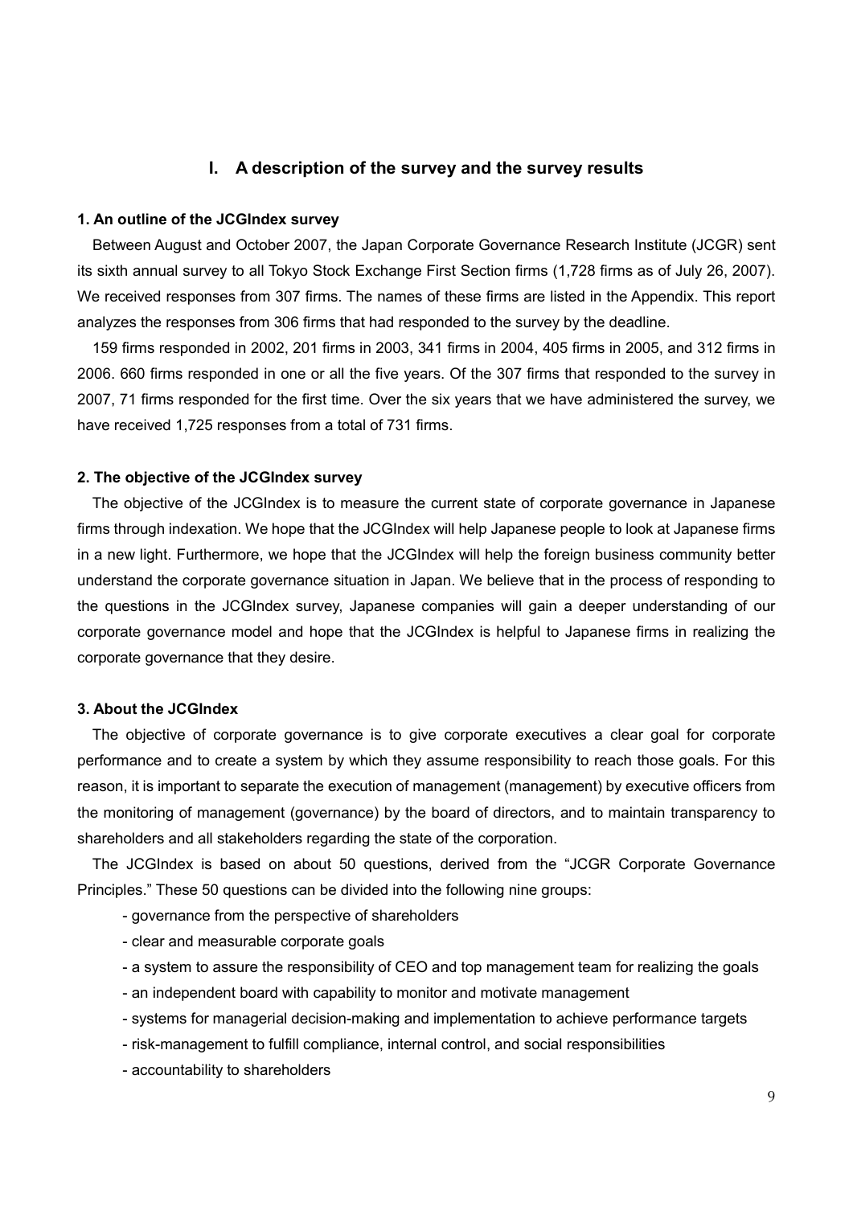## I. A description of the survey and the survey results

### 1. An outline of the JCGIndex survey

Between August and October 2007, the Japan Corporate Governance Research Institute (JCGR) sent its sixth annual survey to all Tokyo Stock Exchange First Section firms (1,728 firms as of July 26, 2007). We received responses from 307 firms. The names of these firms are listed in the Appendix. This report analyzes the responses from 306 firms that had responded to the survey by the deadline.

159 firms responded in 2002, 201 firms in 2003, 341 firms in 2004, 405 firms in 2005, and 312 firms in 2006. 660 firms responded in one or all the five years. Of the 307 firms that responded to the survey in 2007, 71 firms responded for the first time. Over the six years that we have administered the survey, we have received 1,725 responses from a total of 731 firms.

### 2. The objective of the JCGIndex survey

The objective of the JCGIndex is to measure the current state of corporate governance in Japanese firms through indexation. We hope that the JCGIndex will help Japanese people to look at Japanese firms in a new light. Furthermore, we hope that the JCGIndex will help the foreign business community better understand the corporate governance situation in Japan. We believe that in the process of responding to the questions in the JCGIndex survey, Japanese companies will gain a deeper understanding of our corporate governance model and hope that the JCGIndex is helpful to Japanese firms in realizing the corporate governance that they desire.

### 3. About the JCGIndex

The objective of corporate governance is to give corporate executives a clear goal for corporate performance and to create a system by which they assume responsibility to reach those goals. For this reason, it is important to separate the execution of management (management) by executive officers from the monitoring of management (governance) by the board of directors, and to maintain transparency to shareholders and all stakeholders regarding the state of the corporation.

The JCGIndex is based on about 50 questions, derived from the "JCGR Corporate Governance Principles." These 50 questions can be divided into the following nine groups:

- governance from the perspective of shareholders
- clear and measurable corporate goals
- a system to assure the responsibility of CEO and top management team for realizing the goals
- an independent board with capability to monitor and motivate management
- systems for managerial decision-making and implementation to achieve performance targets
- risk-management to fulfill compliance, internal control, and social responsibilities
- accountability to shareholders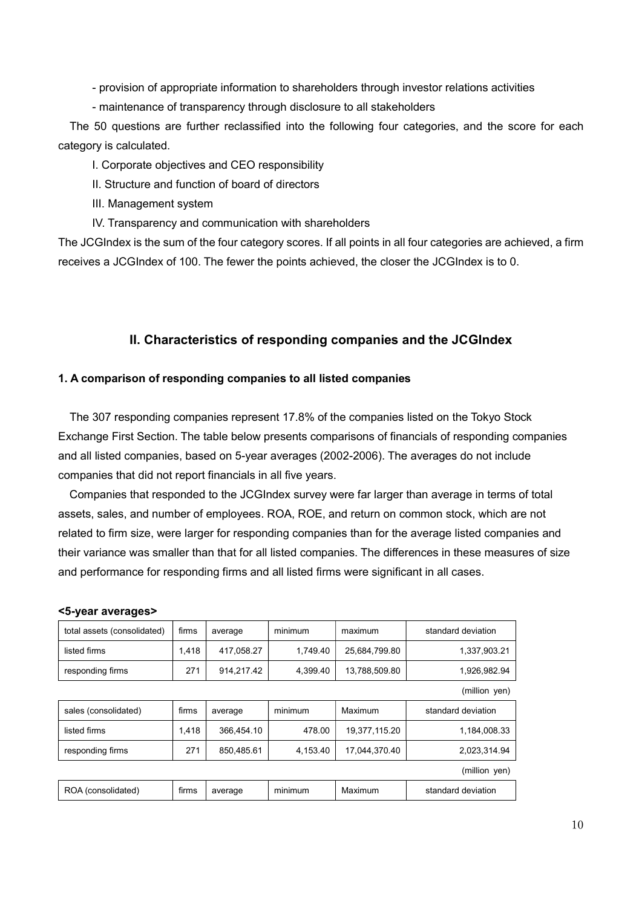- provision of appropriate information to shareholders through investor relations activities
- maintenance of transparency through disclosure to all stakeholders

The 50 questions are further reclassified into the following four categories, and the score for each category is calculated.

I. Corporate objectives and CEO responsibility

II. Structure and function of board of directors

III. Management system

IV. Transparency and communication with shareholders

The JCGIndex is the sum of the four category scores. If all points in all four categories are achieved, a firm receives a JCGIndex of 100. The fewer the points achieved, the closer the JCGIndex is to 0.

## II. Characteristics of responding companies and the JCGIndex

### 1. A comparison of responding companies to all listed companies

The 307 responding companies represent 17.8% of the companies listed on the Tokyo Stock Exchange First Section. The table below presents comparisons of financials of responding companies and all listed companies, based on 5-year averages (2002-2006). The averages do not include companies that did not report financials in all five years.

Companies that responded to the JCGIndex survey were far larger than average in terms of total assets, sales, and number of employees. ROA, ROE, and return on common stock, which are not related to firm size, were larger for responding companies than for the average listed companies and their variance was smaller than that for all listed companies. The differences in these measures of size and performance for responding firms and all listed firms were significant in all cases.

**<5-year averages>**

| total assets (consolidated) | firms | average | minimum | maximum | standard deviation |
|---|---|---|---|---|---|
| listed firms | 1,418 | 417,058.27 | 1,749.40 | 25,684,799.80 | 1,337,903.21 |
| responding firms | 271 | 914,217.42 | 4,399.40 | 13,788,509.80 | 1,926,982.94 |

(million yen)

| sales (consolidated) | firms | average | minimum | Maximum | standard deviation |
|---|---|---|---|---|---|
| listed firms | 1,418 | 366,454.10 | 478.00 | 19,377,115.20 | 1,184,008.33 |
| responding firms | 271 | 850,485.61 | 4,153.40 | 17,044,370.40 | 2,023,314.94 |

(million yen)

| ROA (consolidated) | firms | average | minimum | Maximum | standard deviation |
|---|---|---|---|---|---|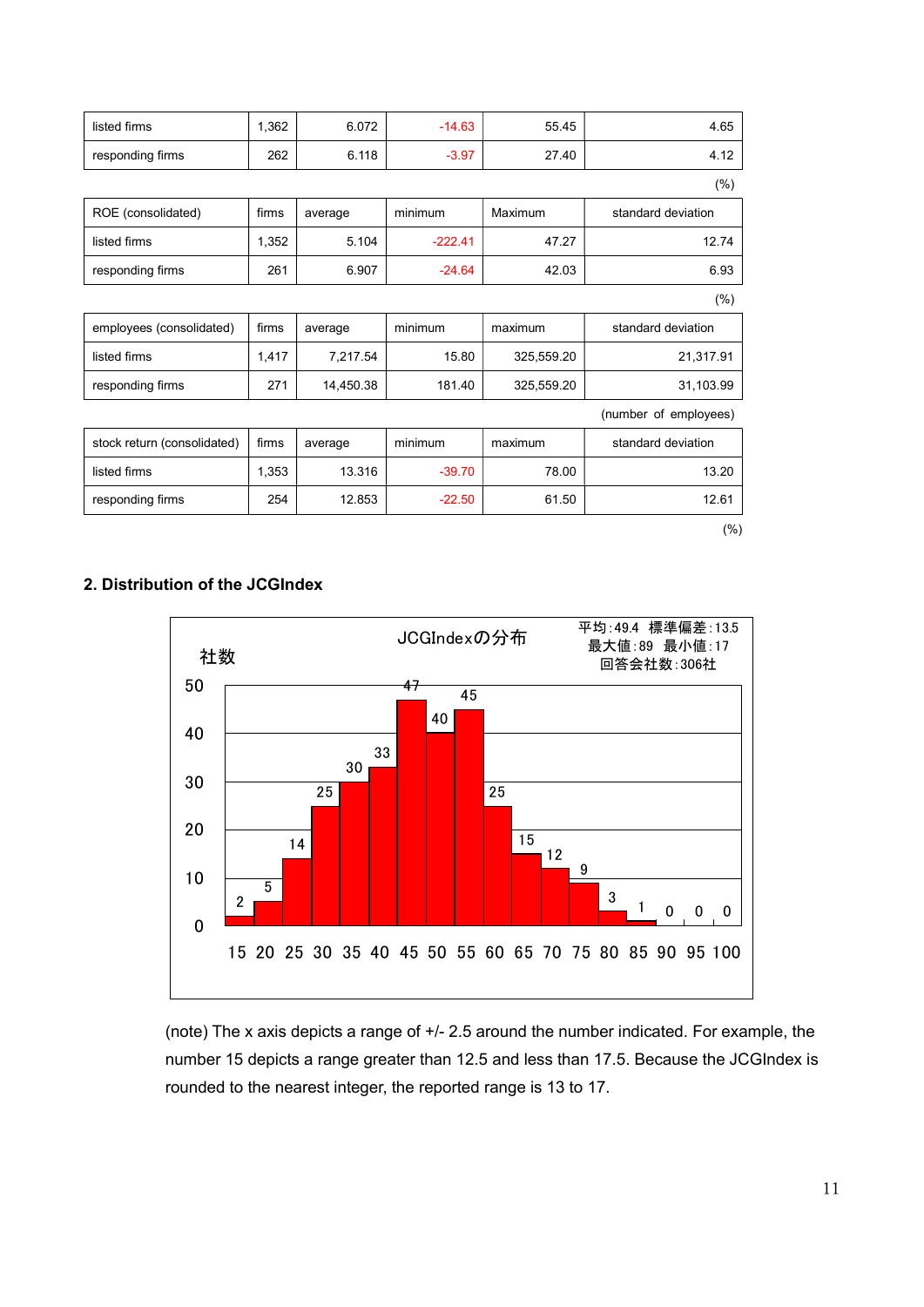| | | | | | |
|---|---|---|---|---|---|
| listed firms | 1,362 | 6.072 | -14.63 | 55.45 | 4.65 |
| responding firms | 262 | 6.118 | -3.97 | 27.40 | 4.12 |

(%)

| ROE (consolidated) | firms | average | minimum | Maximum | standard deviation |
|---|---|---|---|---|---|
| listed firms | 1,352 | 5.104 | -222.41 | 47.27 | 12.74 |
| responding firms | 261 | 6.907 | -24.64 | 42.03 | 6.93 |

(%)

| employees (consolidated) | firms | average | minimum | maximum | standard deviation |
|---|---|---|---|---|---|
| listed firms | 1,417 | 7,217.54 | 15.80 | 325,559.20 | 21,317.91 |
| responding firms | 271 | 14,450.38 | 181.40 | 325,559.20 | 31,103.99 |

(number of employees)

| stock return (consolidated) | firms | average | minimum | maximum | standard deviation |
|---|---|---|---|---|---|
| listed firms | 1,353 | 13.316 | -39.70 | 78.00 | 13.20 |
| responding firms | 254 | 12.853 | -22.50 | 61.50 | 12.61 |

(%)

## 2. Distribution of the JCGIndex

JCGIndexの分布

平均:49.4 標準偏差:13.5
最大値:89 最小値:17
回答会社数:306社

社数

| 15 | 20 | 25 | 30 | 35 | 40 | 45 | 50 | 55 | 60 | 65 | 70 | 75 | 80 | 85 | 90 | 95 | 100 |
|---|---|---|---|---|---|---|---|---|---|---|---|---|---|---|---|---|---|
| 2 | 5 | 14 | 25 | 30 | 33 | 47 | 40 | 45 | 25 | 15 | 12 | 9 | 3 | 1 | 0 | 0 | 0 |

(note) The x axis depicts a range of +/- 2.5 around the number indicated. For example, the number 15 depicts a range greater than 12.5 and less than 17.5. Because the JCGIndex is rounded to the nearest integer, the reported range is 13 to 17.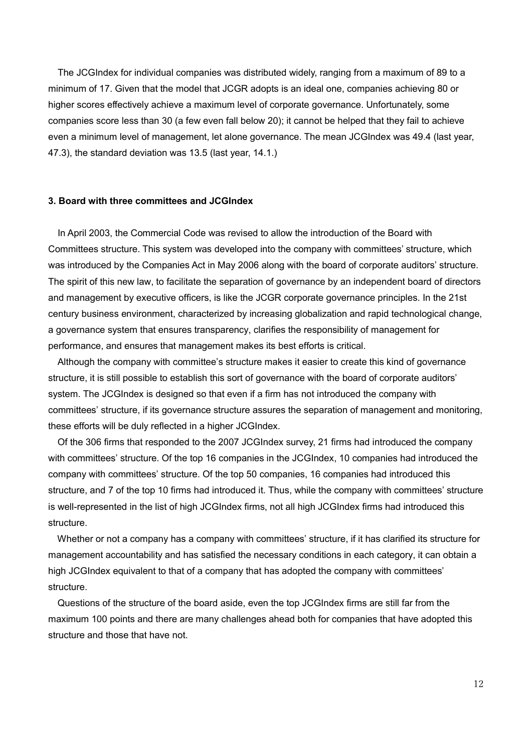The JCGIndex for individual companies was distributed widely, ranging from a maximum of 89 to a minimum of 17. Given that the model that JCGR adopts is an ideal one, companies achieving 80 or higher scores effectively achieve a maximum level of corporate governance. Unfortunately, some companies score less than 30 (a few even fall below 20); it cannot be helped that they fail to achieve even a minimum level of management, let alone governance. The mean JCGIndex was 49.4 (last year, 47.3), the standard deviation was 13.5 (last year, 14.1.)

### 3. Board with three committees and JCGIndex

In April 2003, the Commercial Code was revised to allow the introduction of the Board with Committees structure. This system was developed into the company with committees' structure, which was introduced by the Companies Act in May 2006 along with the board of corporate auditors' structure. The spirit of this new law, to facilitate the separation of governance by an independent board of directors and management by executive officers, is like the JCGR corporate governance principles. In the 21st century business environment, characterized by increasing globalization and rapid technological change, a governance system that ensures transparency, clarifies the responsibility of management for performance, and ensures that management makes its best efforts is critical.

Although the company with committee's structure makes it easier to create this kind of governance structure, it is still possible to establish this sort of governance with the board of corporate auditors' system. The JCGIndex is designed so that even if a firm has not introduced the company with committees' structure, if its governance structure assures the separation of management and monitoring, these efforts will be duly reflected in a higher JCGIndex.

Of the 306 firms that responded to the 2007 JCGIndex survey, 21 firms had introduced the company with committees' structure. Of the top 16 companies in the JCGIndex, 10 companies had introduced the company with committees' structure. Of the top 50 companies, 16 companies had introduced this structure, and 7 of the top 10 firms had introduced it. Thus, while the company with committees' structure is well-represented in the list of high JCGIndex firms, not all high JCGIndex firms had introduced this structure.

Whether or not a company has a company with committees' structure, if it has clarified its structure for management accountability and has satisfied the necessary conditions in each category, it can obtain a high JCGIndex equivalent to that of a company that has adopted the company with committees' structure.

Questions of the structure of the board aside, even the top JCGIndex firms are still far from the maximum 100 points and there are many challenges ahead both for companies that have adopted this structure and those that have not.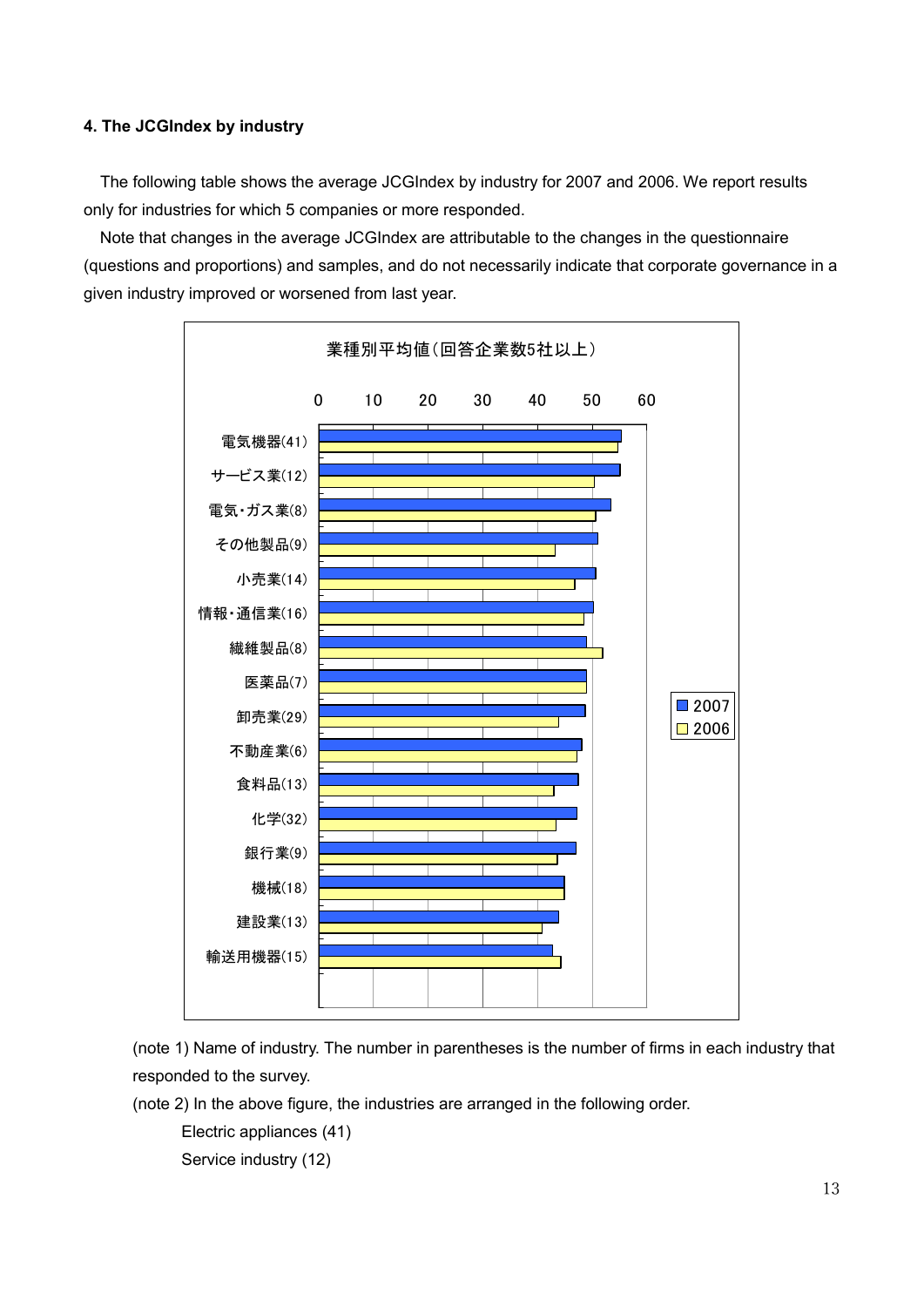### 4. The JCGIndex by industry

The following table shows the average JCGIndex by industry for 2007 and 2006. We report results only for industries for which 5 companies or more responded.

Note that changes in the average JCGIndex are attributable to the changes in the questionnaire (questions and proportions) and samples, and do not necessarily indicate that corporate governance in a given industry improved or worsened from last year.

業種別平均値（回答企業数5社以上）

- 電気機器(41)
- サービス業(12)
- 電気・ガス業(8)
- その他製品(9)
- 小売業(14)
- 情報・通信業(16)
- 繊維製品(8)
- 医薬品(7)
- 卸売業(29)
- 不動産業(6)
- 食料品(13)
- 化学(32)
- 銀行業(9)
- 機械(18)
- 建設業(13)
- 輸送用機器(15)

(2007, 2006)

(note 1) Name of industry. The number in parentheses is the number of firms in each industry that responded to the survey.

(note 2) In the above figure, the industries are arranged in the following order.

Electric appliances (41)

Service industry (12)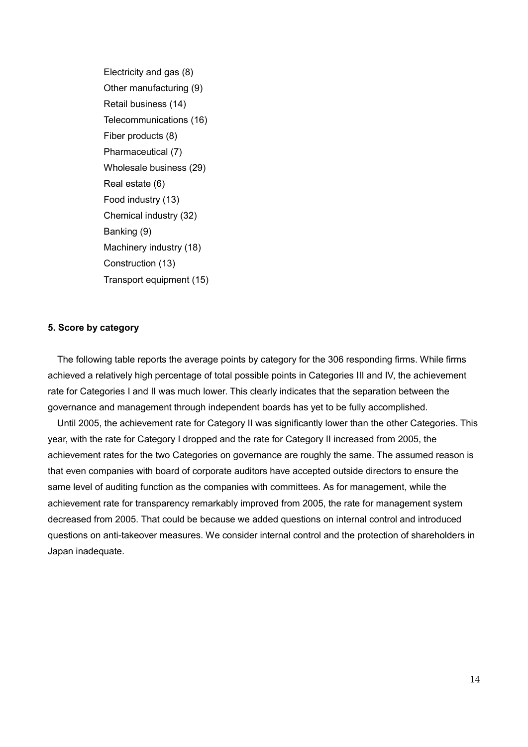Electricity and gas (8)
Other manufacturing (9)
Retail business (14)
Telecommunications (16)
Fiber products (8)
Pharmaceutical (7)
Wholesale business (29)
Real estate (6)
Food industry (13)
Chemical industry (32)
Banking (9)
Machinery industry (18)
Construction (13)
Transport equipment (15)

### 5. Score by category

The following table reports the average points by category for the 306 responding firms. While firms achieved a relatively high percentage of total possible points in Categories III and IV, the achievement rate for Categories I and II was much lower. This clearly indicates that the separation between the governance and management through independent boards has yet to be fully accomplished.

Until 2005, the achievement rate for Category II was significantly lower than the other Categories. This year, with the rate for Category I dropped and the rate for Category II increased from 2005, the achievement rates for the two Categories on governance are roughly the same. The assumed reason is that even companies with board of corporate auditors have accepted outside directors to ensure the same level of auditing function as the companies with committees. As for management, while the achievement rate for transparency remarkably improved from 2005, the rate for management system decreased from 2005. That could be because we added questions on internal control and introduced questions on anti-takeover measures. We consider internal control and the protection of shareholders in Japan inadequate.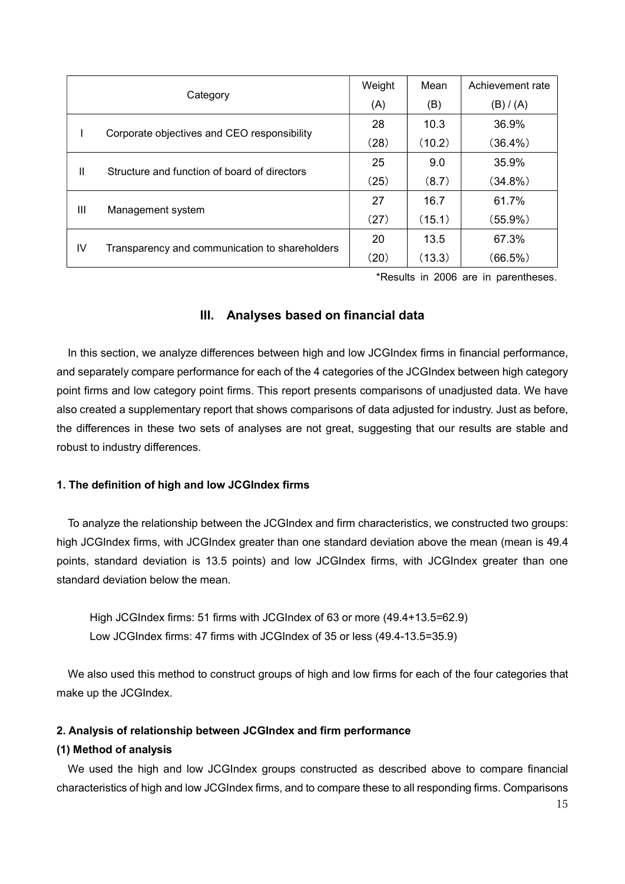| Category | | Weight (A) | Mean (B) | Achievement rate (B) / (A) |
|---|---|---|---|---|
| I | Corporate objectives and CEO responsibility | 28 | 10.3 | 36.9% |
| | | (28) | (10.2) | (36.4%) |
| II | Structure and function of board of directors | 25 | 9.0 | 35.9% |
| | | (25) | (8.7) | (34.8%) |
| III | Management system | 27 | 16.7 | 61.7% |
| | | (27) | (15.1) | (55.9%) |
| IV | Transparency and communication to shareholders | 20 | 13.5 | 67.3% |
| | | (20) | (13.3) | (66.5%) |

*Results in 2006 are in parentheses.

## III. Analyses based on financial data

In this section, we analyze differences between high and low JCGIndex firms in financial performance, and separately compare performance for each of the 4 categories of the JCGIndex between high category point firms and low category point firms. This report presents comparisons of unadjusted data. We have also created a supplementary report that shows comparisons of data adjusted for industry. Just as before, the differences in these two sets of analyses are not great, suggesting that our results are stable and robust to industry differences.

### 1. The definition of high and low JCGIndex firms

To analyze the relationship between the JCGIndex and firm characteristics, we constructed two groups: high JCGIndex firms, with JCGIndex greater than one standard deviation above the mean (mean is 49.4 points, standard deviation is 13.5 points) and low JCGIndex firms, with JCGIndex greater than one standard deviation below the mean.

High JCGIndex firms: 51 firms with JCGIndex of 63 or more (49.4+13.5=62.9)
Low JCGIndex firms: 47 firms with JCGIndex of 35 or less (49.4-13.5=35.9)

We also used this method to construct groups of high and low firms for each of the four categories that make up the JCGIndex.

### 2. Analysis of relationship between JCGIndex and firm performance

#### (1) Method of analysis

We used the high and low JCGIndex groups constructed as described above to compare financial characteristics of high and low JCGIndex firms, and to compare these to all responding firms. Comparisons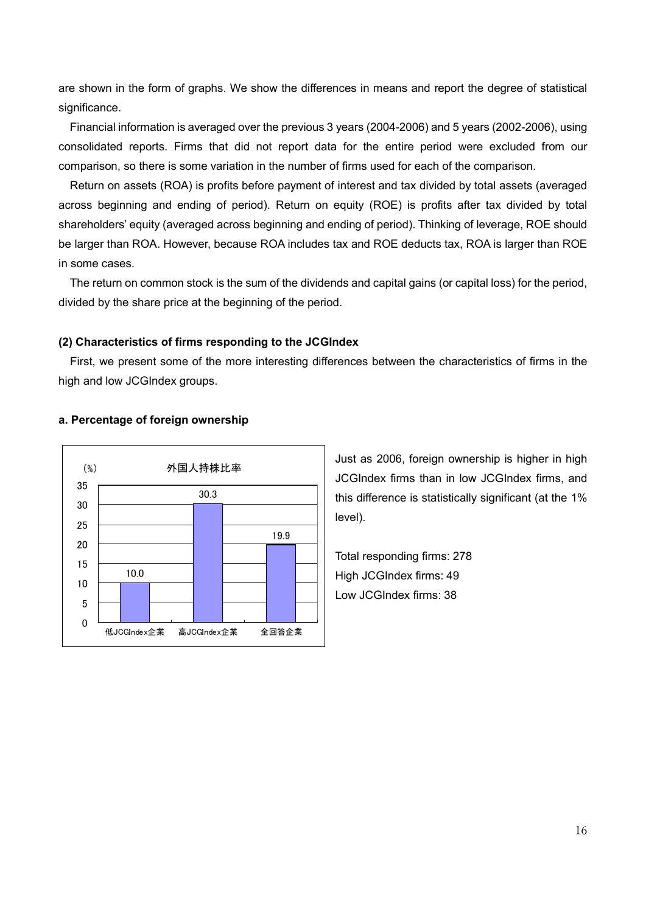are shown in the form of graphs. We show the differences in means and report the degree of statistical significance.

Financial information is averaged over the previous 3 years (2004-2006) and 5 years (2002-2006), using consolidated reports. Firms that did not report data for the entire period were excluded from our comparison, so there is some variation in the number of firms used for each of the comparison.

Return on assets (ROA) is profits before payment of interest and tax divided by total assets (averaged across beginning and ending of period). Return on equity (ROE) is profits after tax divided by total shareholders' equity (averaged across beginning and ending of period). Thinking of leverage, ROE should be larger than ROA. However, because ROA includes tax and ROE deducts tax, ROA is larger than ROE in some cases.

The return on common stock is the sum of the dividends and capital gains (or capital loss) for the period, divided by the share price at the beginning of the period.

### (2) Characteristics of firms responding to the JCGIndex

First, we present some of the more interesting differences between the characteristics of firms in the high and low JCGIndex groups.

#### a. Percentage of foreign ownership

外国人持株比率 (%)

| | 低JCGIndex企業 | 高JCGIndex企業 | 全回答企業 |
|---|---|---|---|
| 外国人持株比率 (%) | 10.0 | 30.3 | 19.9 |

Just as 2006, foreign ownership is higher in high JCGIndex firms than in low JCGIndex firms, and this difference is statistically significant (at the 1% level).

Total responding firms: 278
High JCGIndex firms: 49
Low JCGIndex firms: 38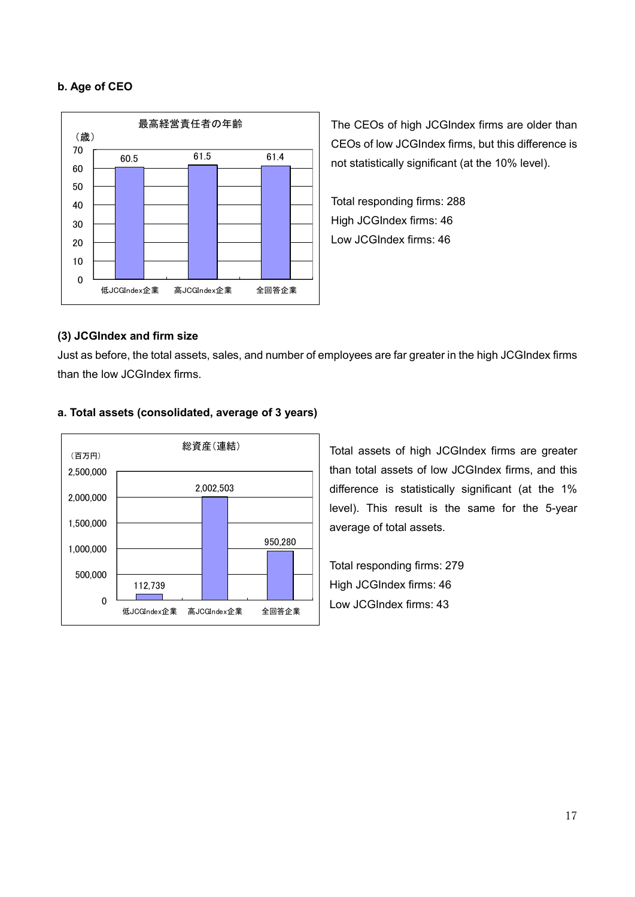### b. Age of CEO

最高経営責任者の年齢

（歳）

| 低JCGIndex企業 | 高JCGIndex企業 | 全回答企業 |
|---|---|---|
| 60.5 | 61.5 | 61.4 |

The CEOs of high JCGIndex firms are older than CEOs of low JCGIndex firms, but this difference is not statistically significant (at the 10% level).

Total responding firms: 288
High JCGIndex firms: 46
Low JCGIndex firms: 46

### (3) JCGIndex and firm size

Just as before, the total assets, sales, and number of employees are far greater in the high JCGIndex firms than the low JCGIndex firms.

### a. Total assets (consolidated, average of 3 years)

総資産（連結）

（百万円）

| 低JCGIndex企業 | 高JCGIndex企業 | 全回答企業 |
|---|---|---|
| 112,739 | 2,002,503 | 950,280 |

Total assets of high JCGIndex firms are greater than total assets of low JCGIndex firms, and this difference is statistically significant (at the 1% level). This result is the same for the 5-year average of total assets.

Total responding firms: 279
High JCGIndex firms: 46
Low JCGIndex firms: 43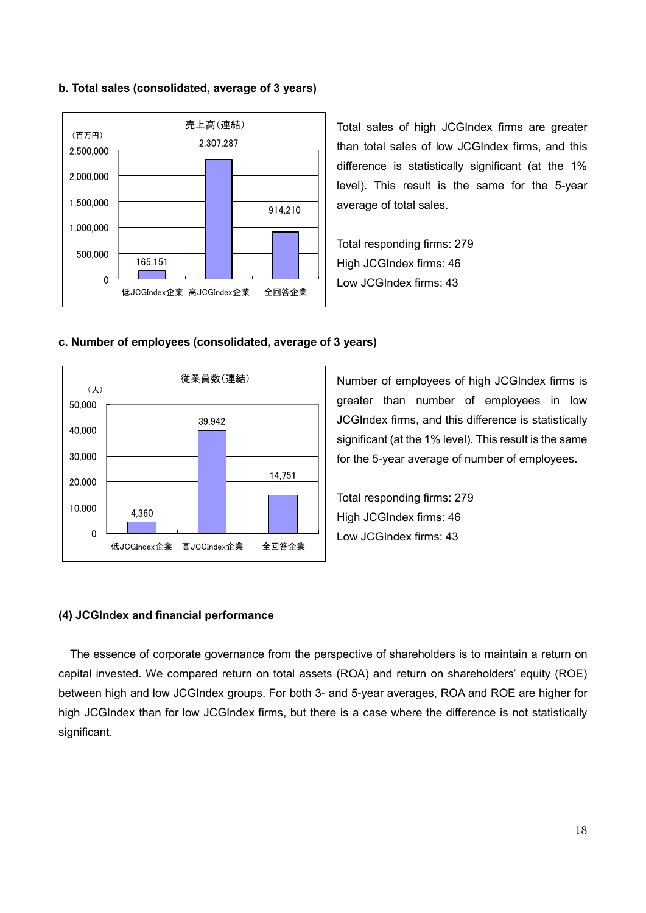**b. Total sales (consolidated, average of 3 years)**

売上高(連結)

(百万円)

| | 低JCGIndex企業 | 高JCGIndex企業 | 全回答企業 |
|---|---|---|---|
| 売上高(連結) | 165,151 | 2,307,287 | 914,210 |

Total sales of high JCGIndex firms are greater than total sales of low JCGIndex firms, and this difference is statistically significant (at the 1% level). This result is the same for the 5-year average of total sales.

Total responding firms: 279
High JCGIndex firms: 46
Low JCGIndex firms: 43

**c. Number of employees (consolidated, average of 3 years)**

従業員数(連結)

(人)

| | 低JCGIndex企業 | 高JCGIndex企業 | 全回答企業 |
|---|---|---|---|
| 従業員数(連結) | 4,360 | 39,942 | 14,751 |

Number of employees of high JCGIndex firms is greater than number of employees in low JCGIndex firms, and this difference is statistically significant (at the 1% level). This result is the same for the 5-year average of number of employees.

Total responding firms: 279
High JCGIndex firms: 46
Low JCGIndex firms: 43

**(4) JCGIndex and financial performance**

The essence of corporate governance from the perspective of shareholders is to maintain a return on capital invested. We compared return on total assets (ROA) and return on shareholders' equity (ROE) between high and low JCGIndex groups. For both 3- and 5-year averages, ROA and ROE are higher for high JCGIndex than for low JCGIndex firms, but there is a case where the difference is not statistically significant.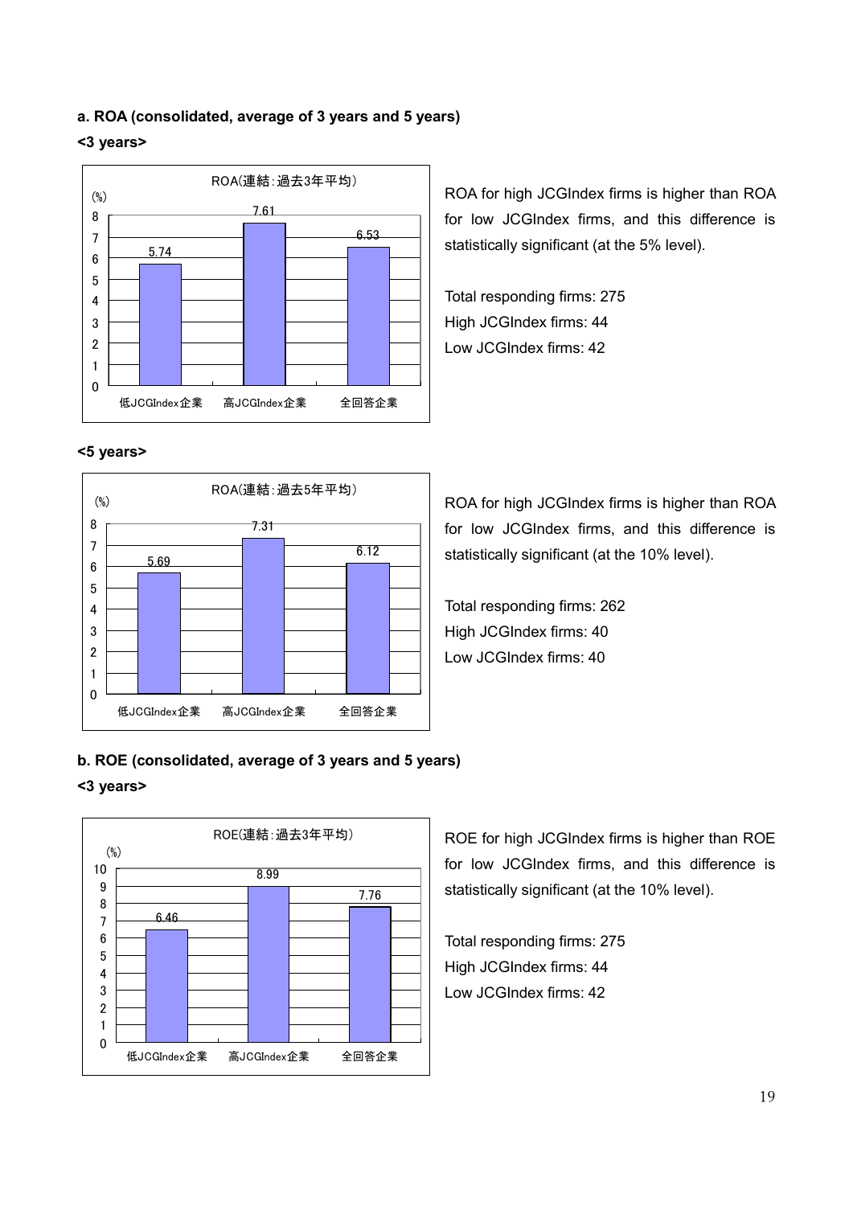**a. ROA (consolidated, average of 3 years and 5 years)**

**<3 years>**

ROA(連結：過去3年平均）

| | 低JCGIndex企業 | 高JCGIndex企業 | 全回答企業 |
|---|---|---|---|
| (%) | 5.74 | 7.61 | 6.53 |

ROA for high JCGIndex firms is higher than ROA for low JCGIndex firms, and this difference is statistically significant (at the 5% level).

Total responding firms: 275
High JCGIndex firms: 44
Low JCGIndex firms: 42

**<5 years>**

ROA(連結：過去5年平均）

| | 低JCGIndex企業 | 高JCGIndex企業 | 全回答企業 |
|---|---|---|---|
| (%) | 5.69 | 7.31 | 6.12 |

ROA for high JCGIndex firms is higher than ROA for low JCGIndex firms, and this difference is statistically significant (at the 10% level).

Total responding firms: 262
High JCGIndex firms: 40
Low JCGIndex firms: 40

**b. ROE (consolidated, average of 3 years and 5 years)**

**<3 years>**

ROE(連結：過去3年平均）

| | 低JCGIndex企業 | 高JCGIndex企業 | 全回答企業 |
|---|---|---|---|
| (%) | 6.46 | 8.99 | 7.76 |

ROE for high JCGIndex firms is higher than ROE for low JCGIndex firms, and this difference is statistically significant (at the 10% level).

Total responding firms: 275
High JCGIndex firms: 44
Low JCGIndex firms: 42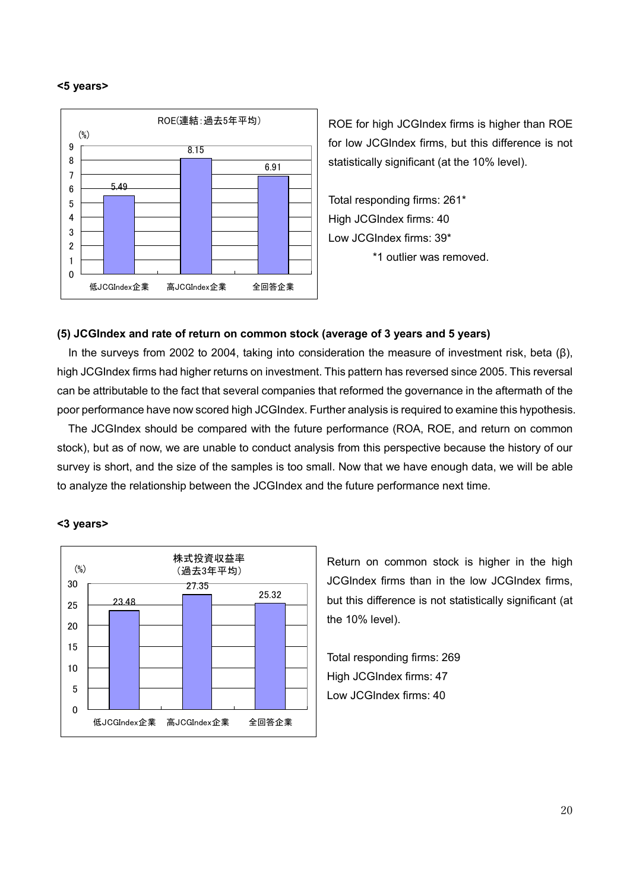**<5 years>**

ROE(連結:過去5年平均)

| | 低JCGIndex企業 | 高JCGIndex企業 | 全回答企業 |
|---|---|---|---|
| (%) | 5.49 | 8.15 | 6.91 |

ROE for high JCGIndex firms is higher than ROE for low JCGIndex firms, but this difference is not statistically significant (at the 10% level).

Total responding firms: 261*
High JCGIndex firms: 40
Low JCGIndex firms: 39*
*1 outlier was removed.

**(5) JCGIndex and rate of return on common stock (average of 3 years and 5 years)**

In the surveys from 2002 to 2004, taking into consideration the measure of investment risk, beta (β), high JCGIndex firms had higher returns on investment. This pattern has reversed since 2005. This reversal can be attributable to the fact that several companies that reformed the governance in the aftermath of the poor performance have now scored high JCGIndex. Further analysis is required to examine this hypothesis.

The JCGIndex should be compared with the future performance (ROA, ROE, and return on common stock), but as of now, we are unable to conduct analysis from this perspective because the history of our survey is short, and the size of the samples is too small. Now that we have enough data, we will be able to analyze the relationship between the JCGIndex and the future performance next time.

**<3 years>**

株式投資収益率（過去3年平均）

| | 低JCGIndex企業 | 高JCGIndex企業 | 全回答企業 |
|---|---|---|---|
| (%) | 23.48 | 27.35 | 25.32 |

Return on common stock is higher in the high JCGIndex firms than in the low JCGIndex firms, but this difference is not statistically significant (at the 10% level).

Total responding firms: 269
High JCGIndex firms: 47
Low JCGIndex firms: 40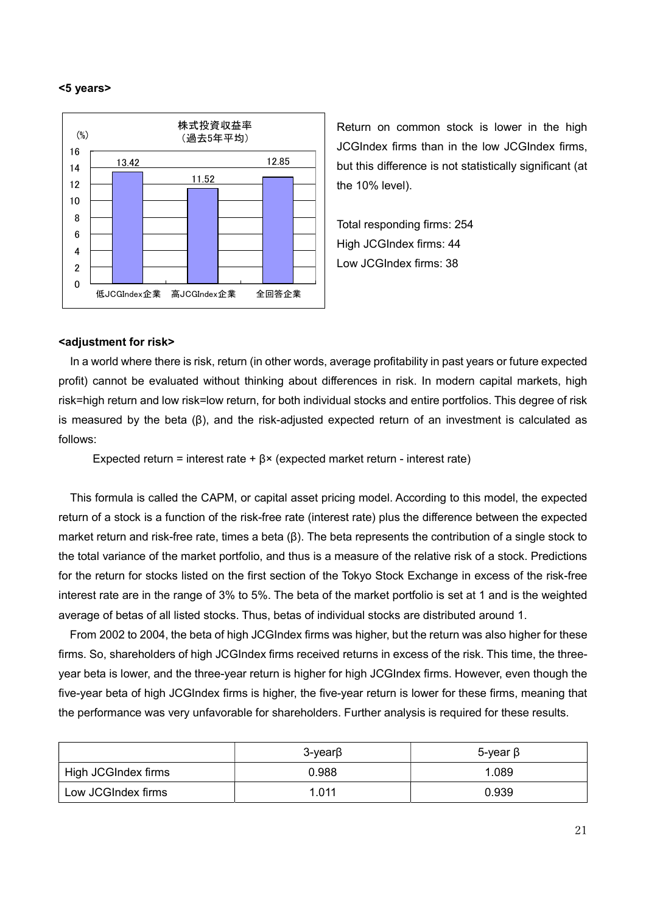**<5 years>**

株式投資収益率
（過去5年平均）

(%)

| 低JCGIndex企業 | 高JCGIndex企業 | 全回答企業 |
|---|---|---|
| 13.42 | 11.52 | 12.85 |

Return on common stock is lower in the high JCGIndex firms than in the low JCGIndex firms, but this difference is not statistically significant (at the 10% level).

Total responding firms: 254
High JCGIndex firms: 44
Low JCGIndex firms: 38

**<adjustment for risk>**

In a world where there is risk, return (in other words, average profitability in past years or future expected profit) cannot be evaluated without thinking about differences in risk. In modern capital markets, high risk=high return and low risk=low return, for both individual stocks and entire portfolios. This degree of risk is measured by the beta (β), and the risk-adjusted expected return of an investment is calculated as follows:

Expected return = interest rate + β× (expected market return - interest rate)

This formula is called the CAPM, or capital asset pricing model. According to this model, the expected return of a stock is a function of the risk-free rate (interest rate) plus the difference between the expected market return and risk-free rate, times a beta (β). The beta represents the contribution of a single stock to the total variance of the market portfolio, and thus is a measure of the relative risk of a stock. Predictions for the return for stocks listed on the first section of the Tokyo Stock Exchange in excess of the risk-free interest rate are in the range of 3% to 5%. The beta of the market portfolio is set at 1 and is the weighted average of betas of all listed stocks. Thus, betas of individual stocks are distributed around 1.

From 2002 to 2004, the beta of high JCGIndex firms was higher, but the return was also higher for these firms. So, shareholders of high JCGIndex firms received returns in excess of the risk. This time, the three-year beta is lower, and the three-year return is higher for high JCGIndex firms. However, even though the five-year beta of high JCGIndex firms is higher, the five-year return is lower for these firms, meaning that the performance was very unfavorable for shareholders. Further analysis is required for these results.

| | 3-yearβ | 5-year β |
|---|---|---|
| High JCGIndex firms | 0.988 | 1.089 |
| Low JCGIndex firms | 1.011 | 0.939 |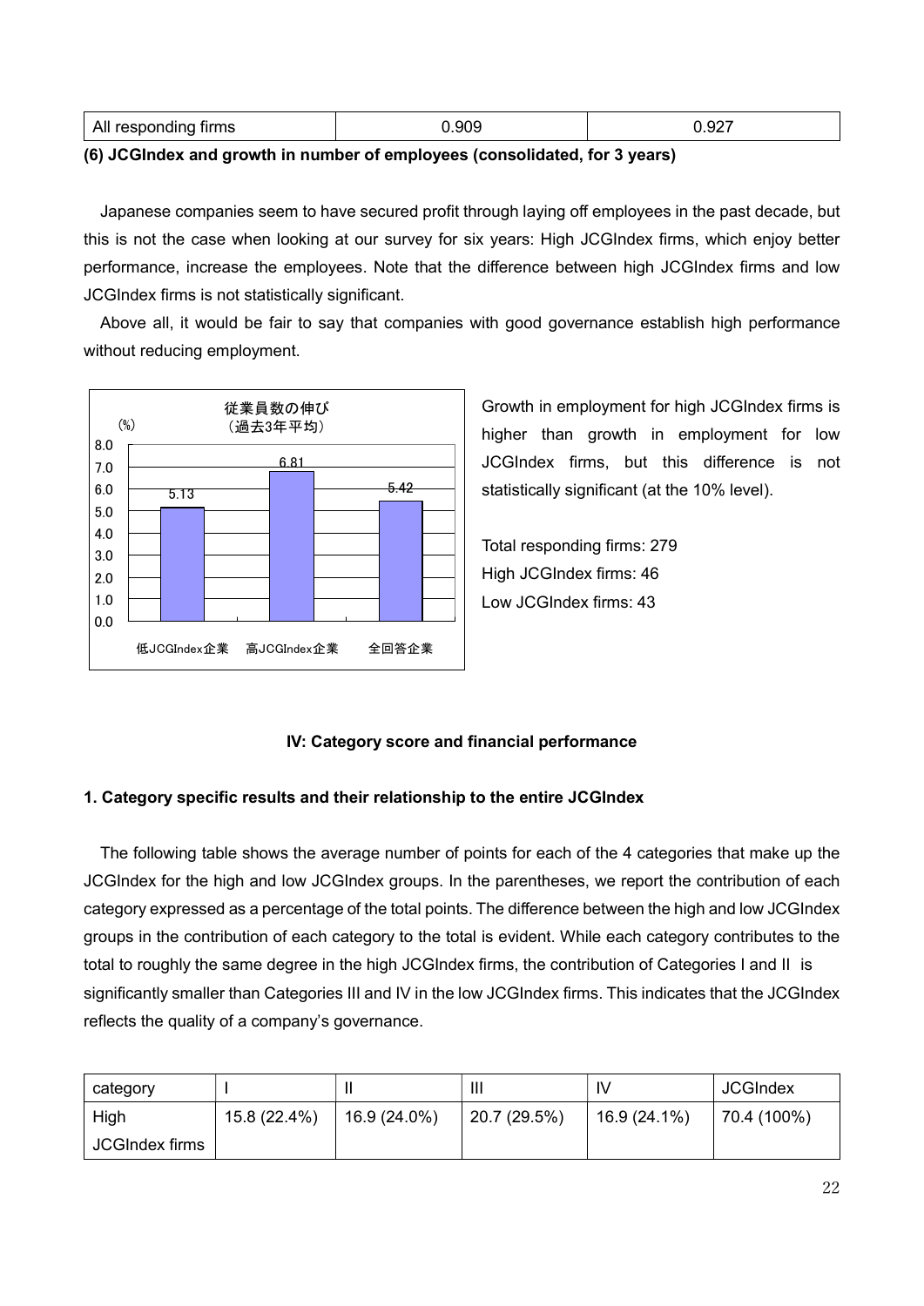| All responding firms | 0.909 | 0.927 |
|---|---|---|

**(6) JCGIndex and growth in number of employees (consolidated, for 3 years)**

Japanese companies seem to have secured profit through laying off employees in the past decade, but this is not the case when looking at our survey for six years: High JCGIndex firms, which enjoy better performance, increase the employees. Note that the difference between high JCGIndex firms and low JCGIndex firms is not statistically significant.

Above all, it would be fair to say that companies with good governance establish high performance without reducing employment.

従業員数の伸び
（過去3年平均）

(%)

| | 低JCGIndex企業 | 高JCGIndex企業 | 全回答企業 |
|---|---|---|---|
| 従業員数の伸び | 5.13 | 6.81 | 5.42 |

Growth in employment for high JCGIndex firms is higher than growth in employment for low JCGIndex firms, but this difference is not statistically significant (at the 10% level).

Total responding firms: 279
High JCGIndex firms: 46
Low JCGIndex firms: 43

### IV: Category score and financial performance

#### 1. Category specific results and their relationship to the entire JCGIndex

The following table shows the average number of points for each of the 4 categories that make up the JCGIndex for the high and low JCGIndex groups. In the parentheses, we report the contribution of each category expressed as a percentage of the total points. The difference between the high and low JCGIndex groups in the contribution of each category to the total is evident. While each category contributes to the total to roughly the same degree in the high JCGIndex firms, the contribution of Categories I and II is significantly smaller than Categories III and IV in the low JCGIndex firms. This indicates that the JCGIndex reflects the quality of a company's governance.

| category | I | II | III | IV | JCGIndex |
|---|---|---|---|---|---|
| High JCGIndex firms | 15.8 (22.4%) | 16.9 (24.0%) | 20.7 (29.5%) | 16.9 (24.1%) | 70.4 (100%) |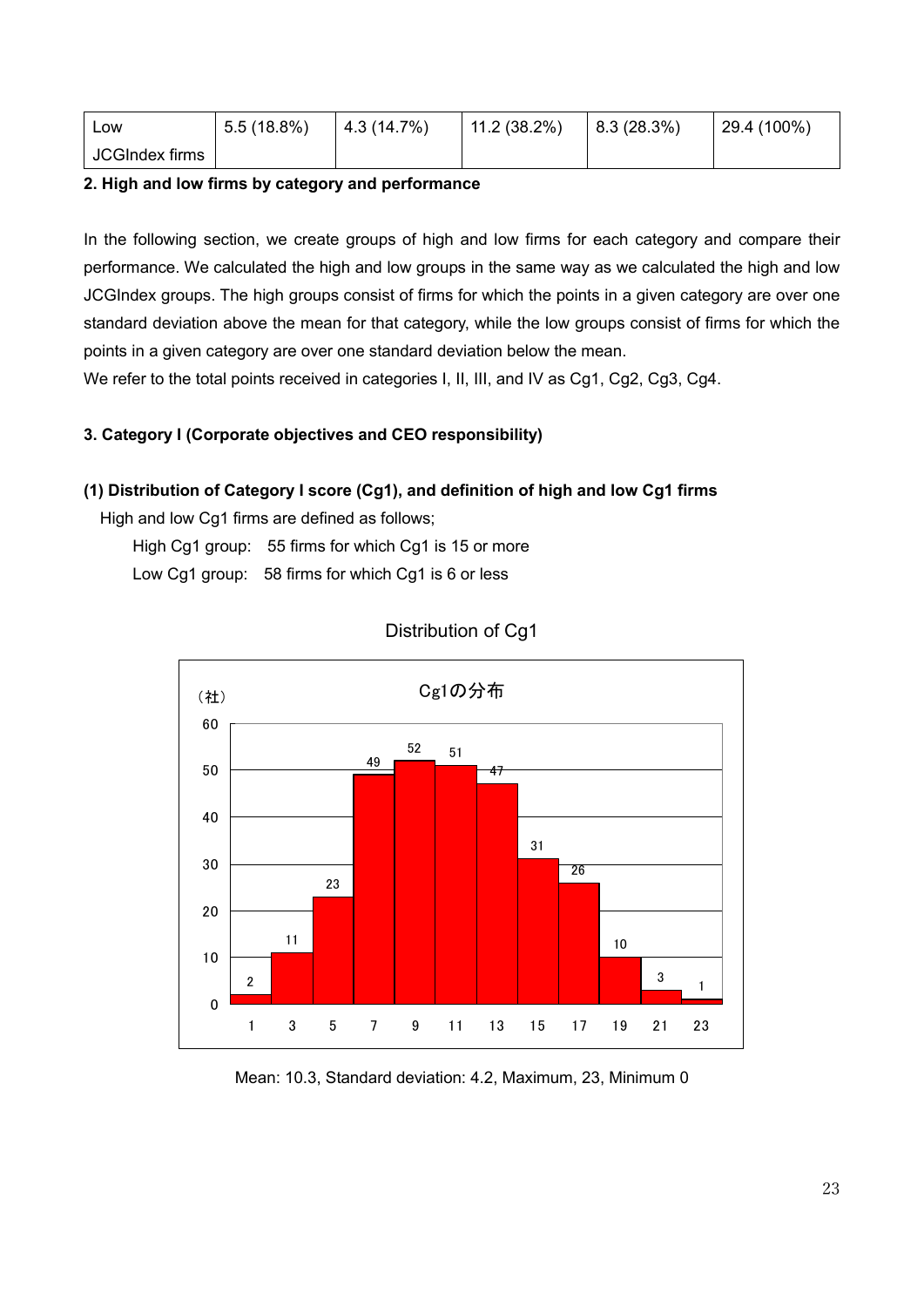| Low JCGIndex firms | 5.5 (18.8%) | 4.3 (14.7%) | 11.2 (38.2%) | 8.3 (28.3%) | 29.4 (100%) |
|---|---|---|---|---|---|

**2. High and low firms by category and performance**

In the following section, we create groups of high and low firms for each category and compare their performance. We calculated the high and low groups in the same way as we calculated the high and low JCGIndex groups. The high groups consist of firms for which the points in a given category are over one standard deviation above the mean for that category, while the low groups consist of firms for which the points in a given category are over one standard deviation below the mean.

We refer to the total points received in categories I, II, III, and IV as Cg1, Cg2, Cg3, Cg4.

**3. Category I (Corporate objectives and CEO responsibility)**

**(1) Distribution of Category I score (Cg1), and definition of high and low Cg1 firms**

High and low Cg1 firms are defined as follows;

High Cg1 group: 55 firms for which Cg1 is 15 or more

Low Cg1 group: 58 firms for which Cg1 is 6 or less

Distribution of Cg1

Cg1の分布

| Cg1 | 1 | 3 | 5 | 7 | 9 | 11 | 13 | 15 | 17 | 19 | 21 | 23 |
|---|---|---|---|---|---|---|---|---|---|---|---|---|
| (社) | 2 | 11 | 23 | 49 | 52 | 51 | 47 | 31 | 26 | 10 | 3 | 1 |

Mean: 10.3, Standard deviation: 4.2, Maximum, 23, Minimum 0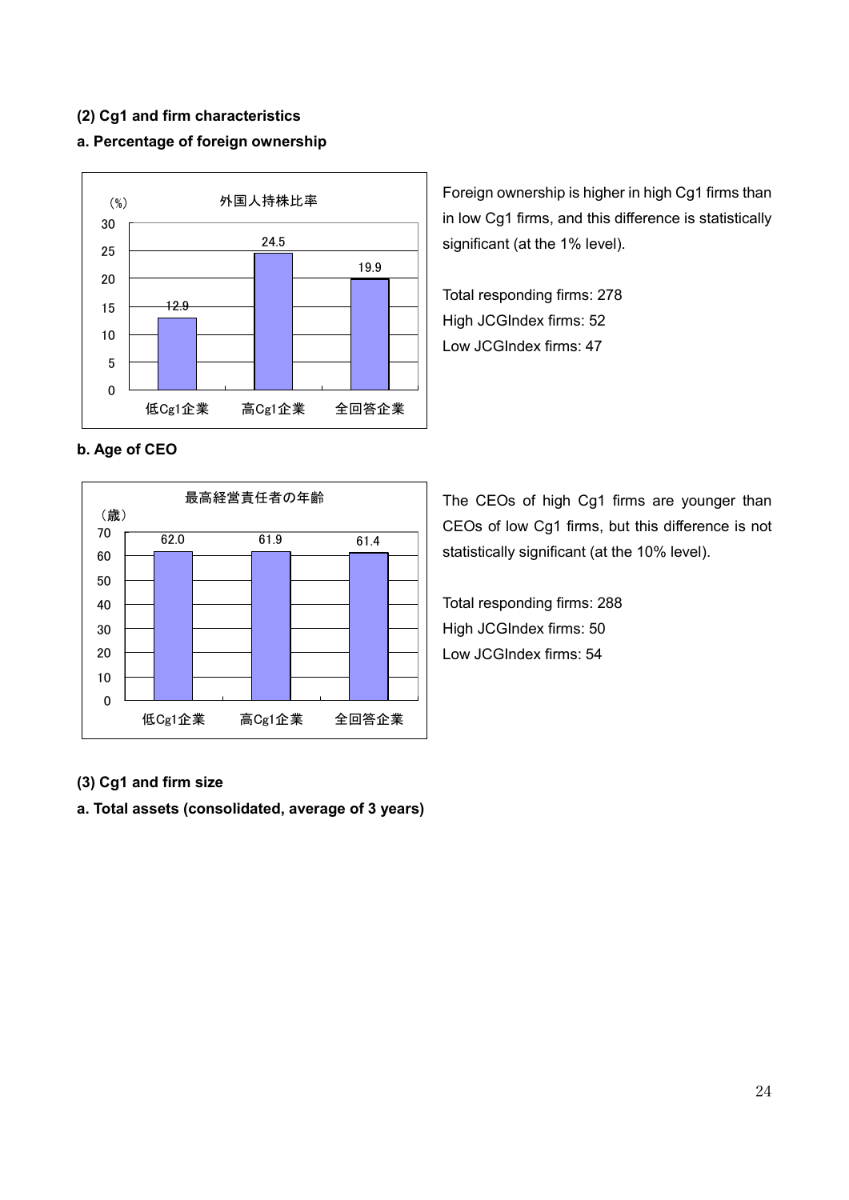### (2) Cg1 and firm characteristics

**a. Percentage of foreign ownership**

外国人持株比率

(%)

| | 低Cg1企業 | 高Cg1企業 | 全回答企業 |
|---|---|---|---|
| 外国人持株比率 | 12.9 | 24.5 | 19.9 |

Foreign ownership is higher in high Cg1 firms than in low Cg1 firms, and this difference is statistically significant (at the 1% level).

Total responding firms: 278
High JCGIndex firms: 52
Low JCGIndex firms: 47

**b. Age of CEO**

最高経営責任者の年齢

(歳)

| | 低Cg1企業 | 高Cg1企業 | 全回答企業 |
|---|---|---|---|
| 最高経営責任者の年齢 | 62.0 | 61.9 | 61.4 |

The CEOs of high Cg1 firms are younger than CEOs of low Cg1 firms, but this difference is not statistically significant (at the 10% level).

Total responding firms: 288
High JCGIndex firms: 50
Low JCGIndex firms: 54

### (3) Cg1 and firm size

**a. Total assets (consolidated, average of 3 years)**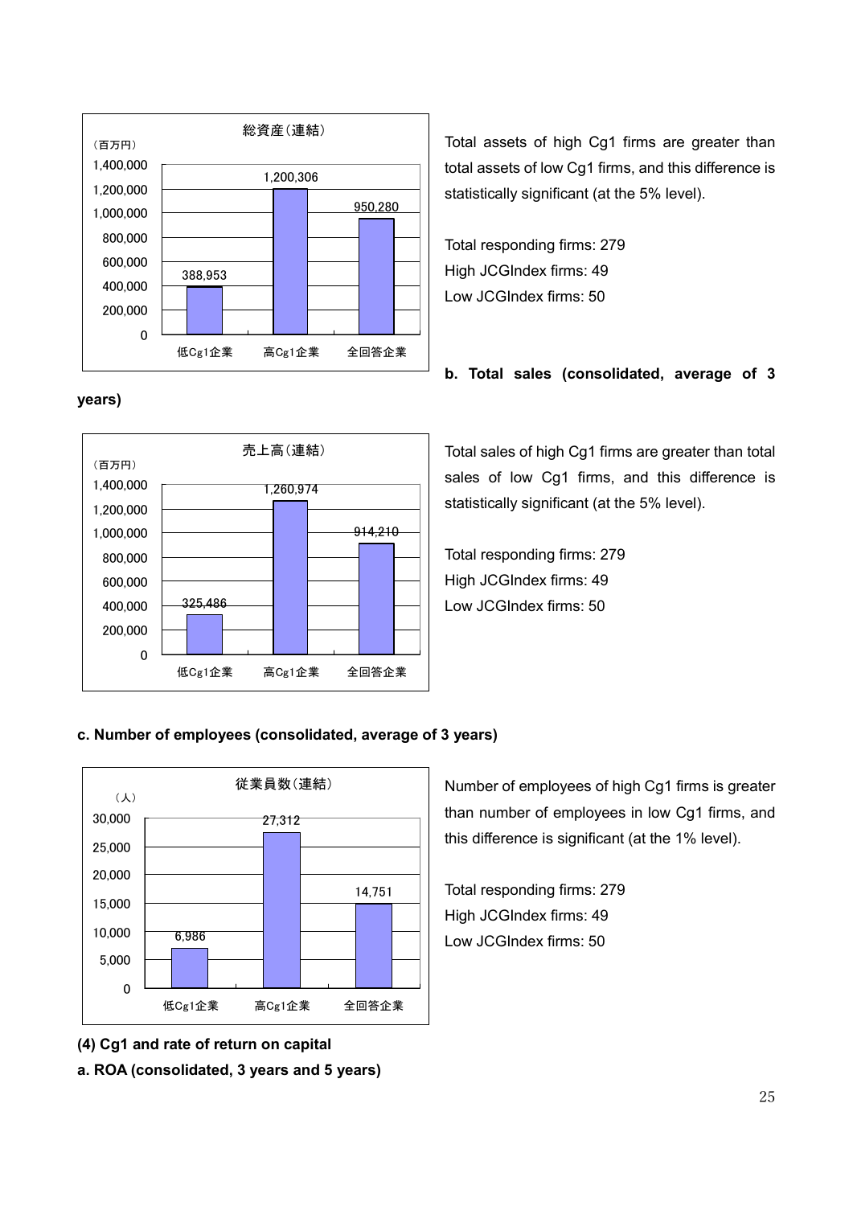| 総資産（連結） | |
|---|---|
| （百万円） | |
| 低Cg1企業 | 388,953 |
| 高Cg1企業 | 1,200,306 |
| 全回答企業 | 950,280 |

Total assets of high Cg1 firms are greater than total assets of low Cg1 firms, and this difference is statistically significant (at the 5% level).

Total responding firms: 279
High JCGIndex firms: 49
Low JCGIndex firms: 50

**b. Total sales (consolidated, average of 3 years)**

| 売上高（連結） | |
|---|---|
| （百万円） | |
| 低Cg1企業 | 325,486 |
| 高Cg1企業 | 1,260,974 |
| 全回答企業 | 914,210 |

Total sales of high Cg1 firms are greater than total sales of low Cg1 firms, and this difference is statistically significant (at the 5% level).

Total responding firms: 279
High JCGIndex firms: 49
Low JCGIndex firms: 50

**c. Number of employees (consolidated, average of 3 years)**

| 従業員数（連結） | |
|---|---|
| （人） | |
| 低Cg1企業 | 6,986 |
| 高Cg1企業 | 27,312 |
| 全回答企業 | 14,751 |

Number of employees of high Cg1 firms is greater than number of employees in low Cg1 firms, and this difference is significant (at the 1% level).

Total responding firms: 279
High JCGIndex firms: 49
Low JCGIndex firms: 50

**(4) Cg1 and rate of return on capital**

**a. ROA (consolidated, 3 years and 5 years)**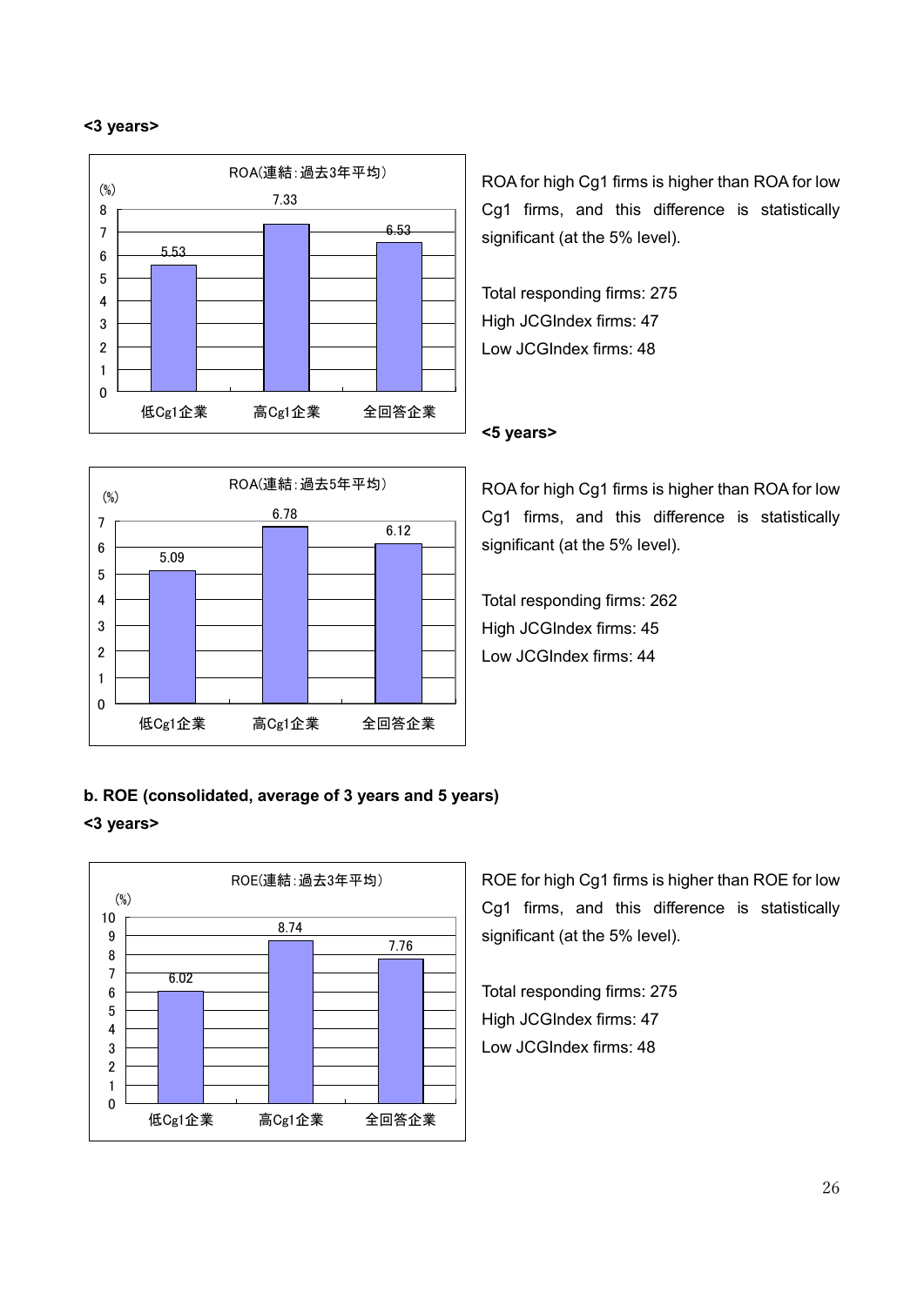**<3 years>**

ROA(連結:過去3年平均)

| | 低Cg1企業 | 高Cg1企業 | 全回答企業 |
|---|---|---|---|
| (%) | 5.53 | 7.33 | 6.53 |

ROA for high Cg1 firms is higher than ROA for low Cg1 firms, and this difference is statistically significant (at the 5% level).

Total responding firms: 275
High JCGIndex firms: 47
Low JCGIndex firms: 48

**<5 years>**

ROA(連結:過去5年平均)

| | 低Cg1企業 | 高Cg1企業 | 全回答企業 |
|---|---|---|---|
| (%) | 5.09 | 6.78 | 6.12 |

ROA for high Cg1 firms is higher than ROA for low Cg1 firms, and this difference is statistically significant (at the 5% level).

Total responding firms: 262
High JCGIndex firms: 45
Low JCGIndex firms: 44

**b. ROE (consolidated, average of 3 years and 5 years)**

**<3 years>**

ROE(連結:過去3年平均)

| | 低Cg1企業 | 高Cg1企業 | 全回答企業 |
|---|---|---|---|
| (%) | 6.02 | 8.74 | 7.76 |

ROE for high Cg1 firms is higher than ROE for low Cg1 firms, and this difference is statistically significant (at the 5% level).

Total responding firms: 275
High JCGIndex firms: 47
Low JCGIndex firms: 48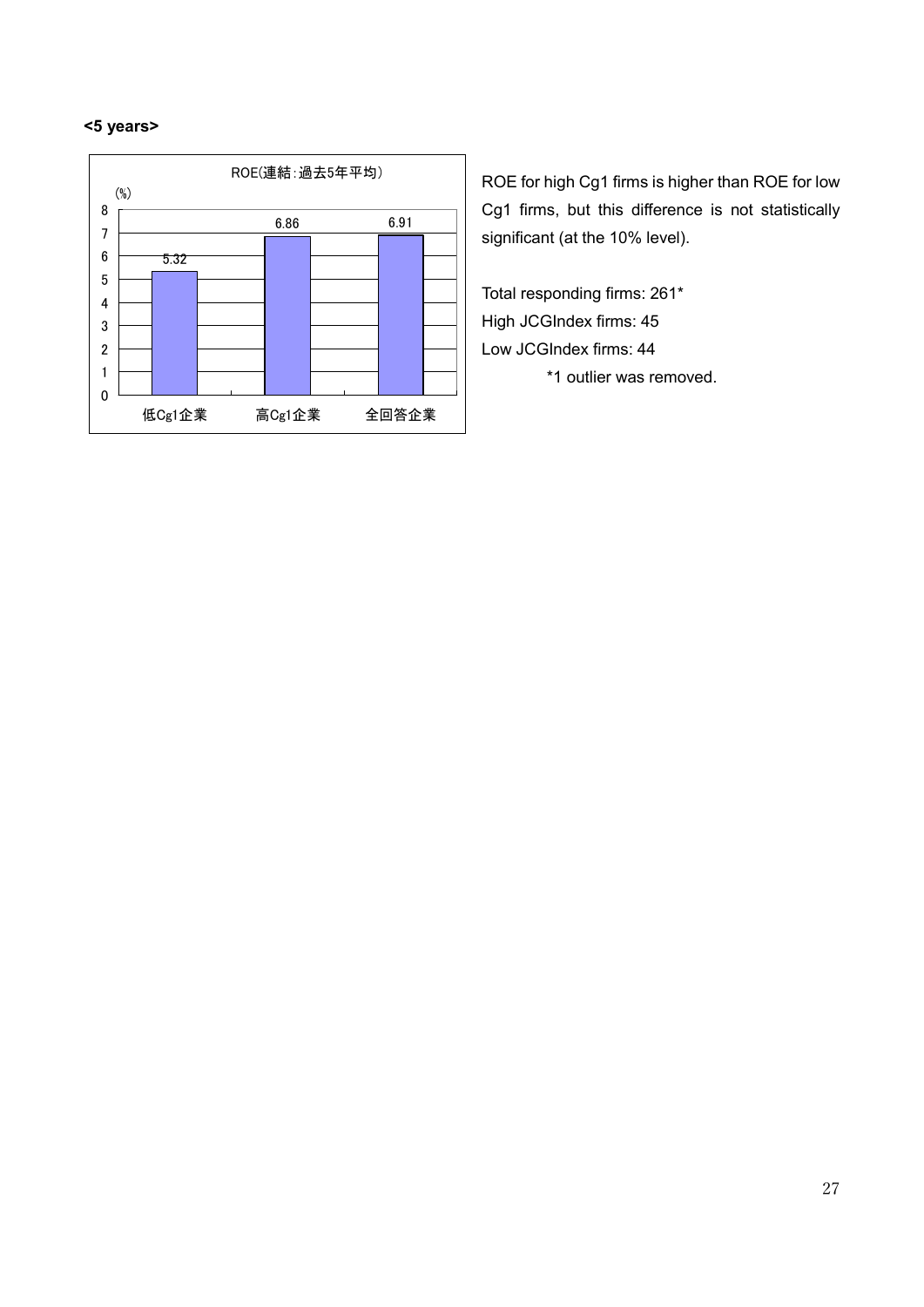**<5 years>**

ROE(連結:過去5年平均)

| | 低Cg1企業 | 高Cg1企業 | 全回答企業 |
|---|---|---|---|
| (%) | 5.32 | 6.86 | 6.91 |

ROE for high Cg1 firms is higher than ROE for low Cg1 firms, but this difference is not statistically significant (at the 10% level).

Total responding firms: 261*
High JCGIndex firms: 45
Low JCGIndex firms: 44
*1 outlier was removed.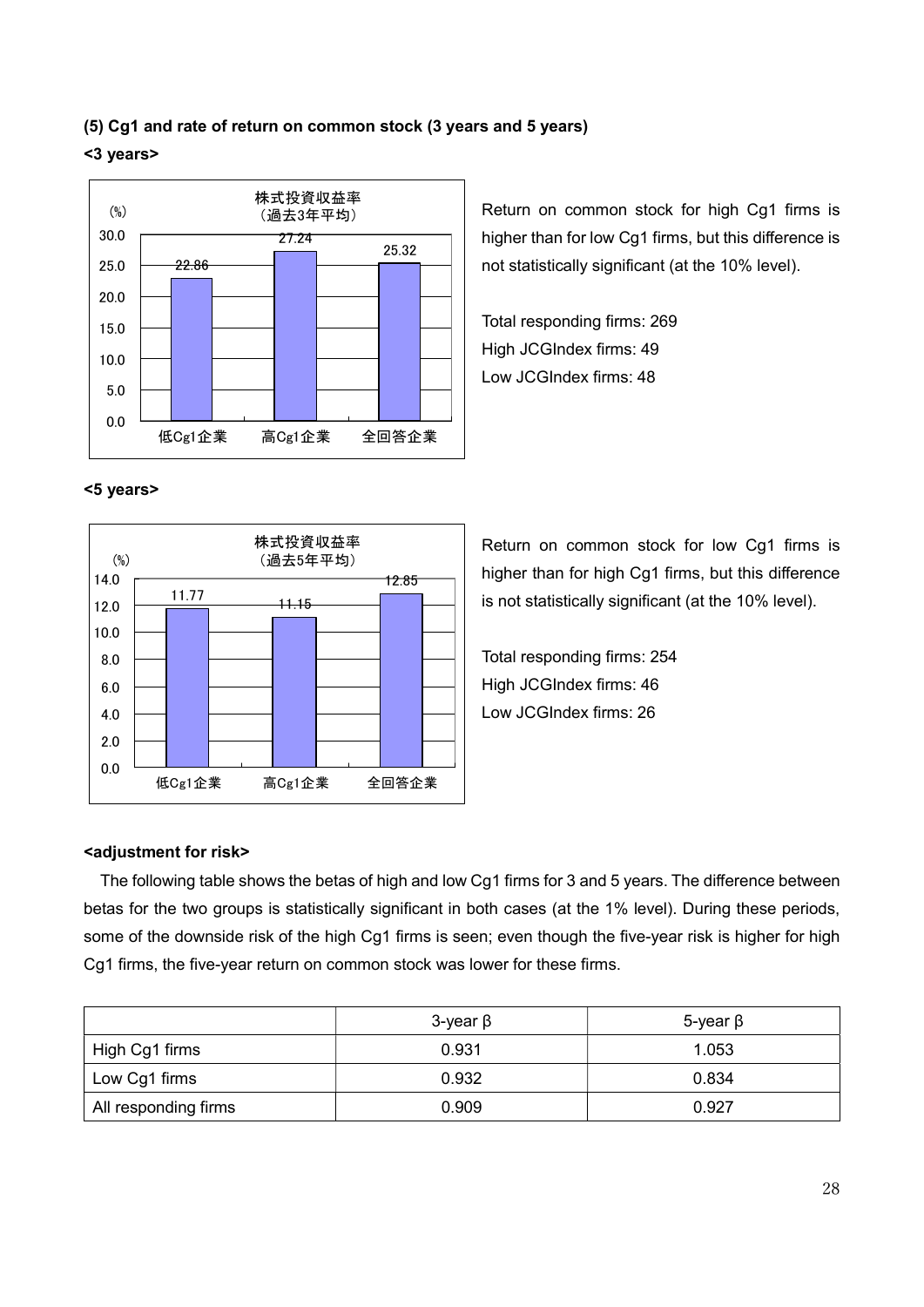### (5) Cg1 and rate of return on common stock (3 years and 5 years)

**<3 years>**

株式投資収益率（過去3年平均）

| | 低Cg1企業 | 高Cg1企業 | 全回答企業 |
|---|---|---|---|
| (%) | 22.86 | 27.24 | 25.32 |

Return on common stock for high Cg1 firms is higher than for low Cg1 firms, but this difference is not statistically significant (at the 10% level).

Total responding firms: 269
High JCGIndex firms: 49
Low JCGIndex firms: 48

**<5 years>**

株式投資収益率（過去5年平均）

| | 低Cg1企業 | 高Cg1企業 | 全回答企業 |
|---|---|---|---|
| (%) | 11.77 | 11.15 | 12.85 |

Return on common stock for low Cg1 firms is higher than for high Cg1 firms, but this difference is not statistically significant (at the 10% level).

Total responding firms: 254
High JCGIndex firms: 46
Low JCGIndex firms: 26

**<adjustment for risk>**

The following table shows the betas of high and low Cg1 firms for 3 and 5 years. The difference between betas for the two groups is statistically significant in both cases (at the 1% level). During these periods, some of the downside risk of the high Cg1 firms is seen; even though the five-year risk is higher for high Cg1 firms, the five-year return on common stock was lower for these firms.

| | 3-year β | 5-year β |
|---|---|---|
| High Cg1 firms | 0.931 | 1.053 |
| Low Cg1 firms | 0.932 | 0.834 |
| All responding firms | 0.909 | 0.927 |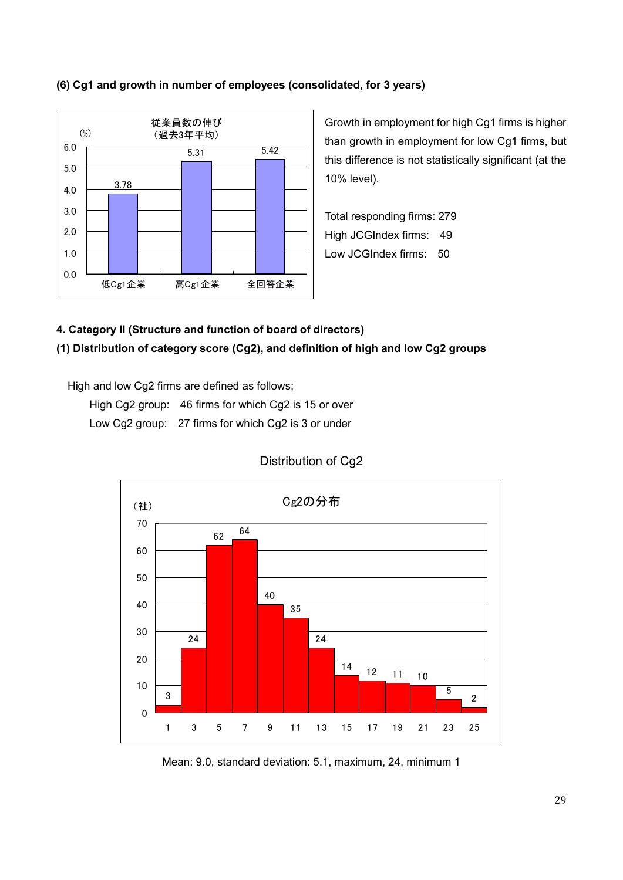**(6) Cg1 and growth in number of employees (consolidated, for 3 years)**

従業員数の伸び
（過去3年平均）

| | 低Cg1企業 | 高Cg1企業 | 全回答企業 |
|---|---|---|---|
| (%) | 3.78 | 5.31 | 5.42 |

Growth in employment for high Cg1 firms is higher than growth in employment for low Cg1 firms, but this difference is not statistically significant (at the 10% level).

Total responding firms: 279
High JCGIndex firms: 49
Low JCGIndex firms: 50

**4. Category II (Structure and function of board of directors)**

**(1) Distribution of category score (Cg2), and definition of high and low Cg2 groups**

High and low Cg2 firms are defined as follows;

High Cg2 group: 46 firms for which Cg2 is 15 or over
Low Cg2 group: 27 firms for which Cg2 is 3 or under

Distribution of Cg2

Cg2の分布

| Cg2 | 1 | 3 | 5 | 7 | 9 | 11 | 13 | 15 | 17 | 19 | 21 | 23 | 25 |
|---|---|---|---|---|---|---|---|---|---|---|---|---|---|
| （社） | 3 | 24 | 62 | 64 | 40 | 35 | 24 | 14 | 12 | 11 | 10 | 5 | 2 |

Mean: 9.0, standard deviation: 5.1, maximum, 24, minimum 1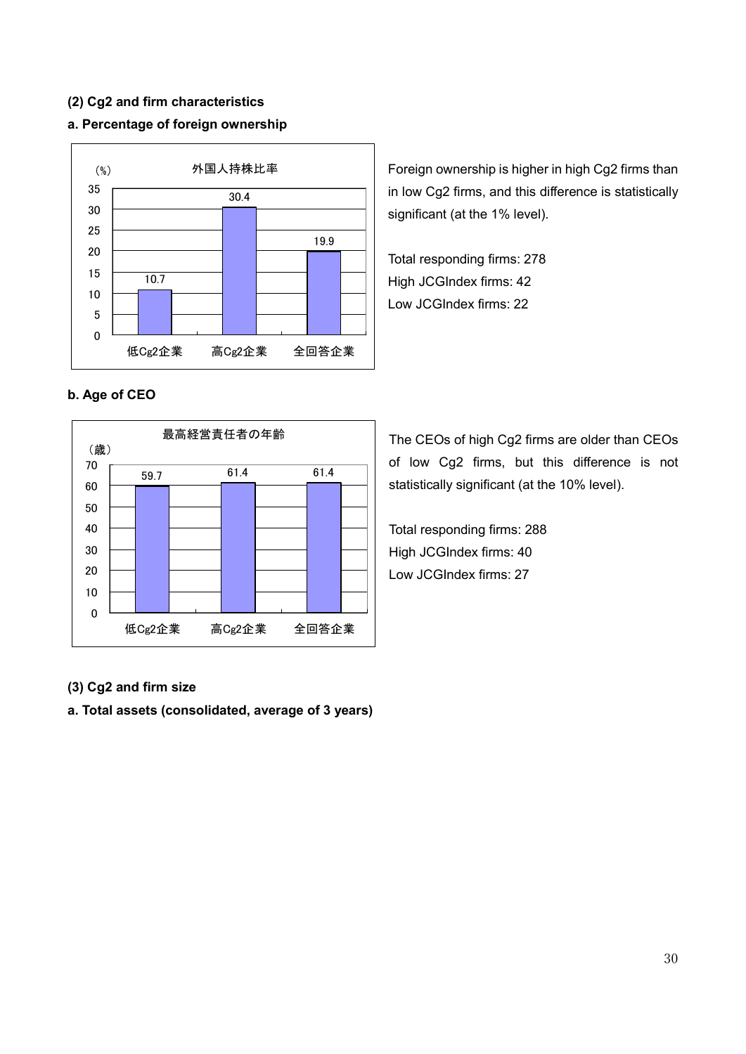**(2) Cg2 and firm characteristics**

**a. Percentage of foreign ownership**

外国人持株比率 (%)

| | 低Cg2企業 | 高Cg2企業 | 全回答企業 |
|---|---|---|---|
| 外国人持株比率 | 10.7 | 30.4 | 19.9 |

Foreign ownership is higher in high Cg2 firms than in low Cg2 firms, and this difference is statistically significant (at the 1% level).

Total responding firms: 278
High JCGIndex firms: 42
Low JCGIndex firms: 22

**b. Age of CEO**

最高経営責任者の年齢 (歳)

| | 低Cg2企業 | 高Cg2企業 | 全回答企業 |
|---|---|---|---|
| 最高経営責任者の年齢 | 59.7 | 61.4 | 61.4 |

The CEOs of high Cg2 firms are older than CEOs of low Cg2 firms, but this difference is not statistically significant (at the 10% level).

Total responding firms: 288
High JCGIndex firms: 40
Low JCGIndex firms: 27

**(3) Cg2 and firm size**

**a. Total assets (consolidated, average of 3 years)**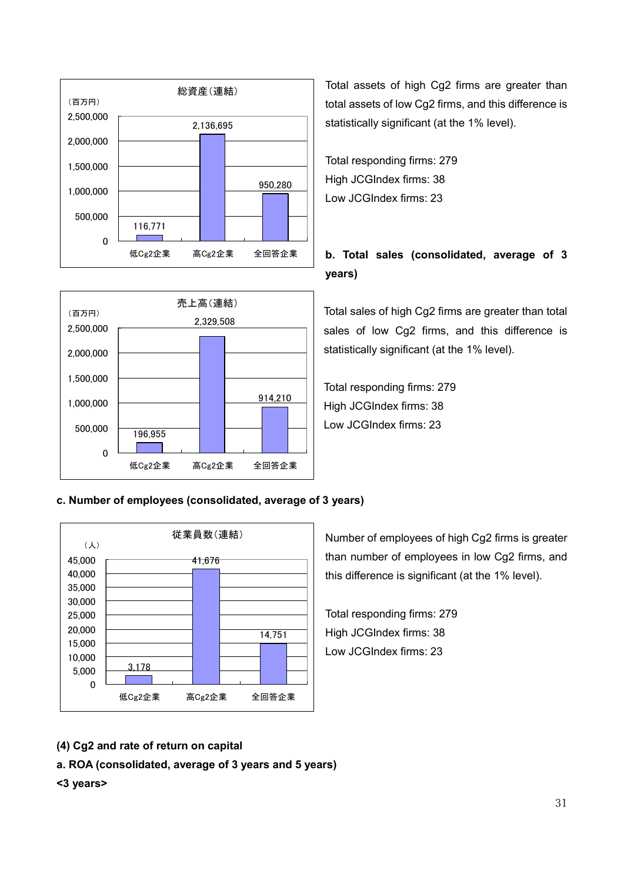| | 総資産（連結）（百万円） |
|---|---|
| 低Cg2企業 | 116,771 |
| 高Cg2企業 | 2,136,695 |
| 全回答企業 | 950,280 |

Total assets of high Cg2 firms are greater than total assets of low Cg2 firms, and this difference is statistically significant (at the 1% level).

Total responding firms: 279
High JCGIndex firms: 38
Low JCGIndex firms: 23

**b. Total sales (consolidated, average of 3 years)**

| | 売上高（連結）（百万円） |
|---|---|
| 低Cg2企業 | 196,955 |
| 高Cg2企業 | 2,329,508 |
| 全回答企業 | 914,210 |

Total sales of high Cg2 firms are greater than total sales of low Cg2 firms, and this difference is statistically significant (at the 1% level).

Total responding firms: 279
High JCGIndex firms: 38
Low JCGIndex firms: 23

**c. Number of employees (consolidated, average of 3 years)**

| | 従業員数（連結）（人） |
|---|---|
| 低Cg2企業 | 3,178 |
| 高Cg2企業 | 41,676 |
| 全回答企業 | 14,751 |

Number of employees of high Cg2 firms is greater than number of employees in low Cg2 firms, and this difference is significant (at the 1% level).

Total responding firms: 279
High JCGIndex firms: 38
Low JCGIndex firms: 23

**(4) Cg2 and rate of return on capital**

**a. ROA (consolidated, average of 3 years and 5 years)**

**<3 years>**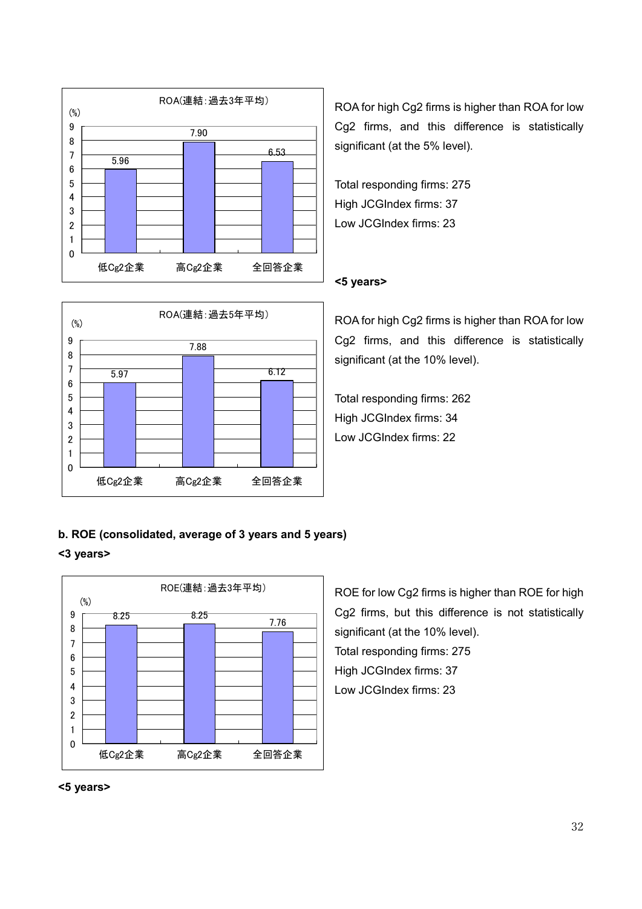ROA(連結：過去3年平均)

| | 低Cg2企業 | 高Cg2企業 | 全回答企業 |
|---|---|---|---|
| (%) | 5.96 | 7.90 | 6.53 |

ROA for high Cg2 firms is higher than ROA for low Cg2 firms, and this difference is statistically significant (at the 5% level).

Total responding firms: 275
High JCGIndex firms: 37
Low JCGIndex firms: 23

**<5 years>**

ROA(連結：過去5年平均)

| | 低Cg2企業 | 高Cg2企業 | 全回答企業 |
|---|---|---|---|
| (%) | 5.97 | 7.88 | 6.12 |

ROA for high Cg2 firms is higher than ROA for low Cg2 firms, and this difference is statistically significant (at the 10% level).

Total responding firms: 262
High JCGIndex firms: 34
Low JCGIndex firms: 22

**b. ROE (consolidated, average of 3 years and 5 years)**

**<3 years>**

ROE(連結：過去3年平均)

| | 低Cg2企業 | 高Cg2企業 | 全回答企業 |
|---|---|---|---|
| (%) | 8.25 | 8.25 | 7.76 |

ROE for low Cg2 firms is higher than ROE for high Cg2 firms, but this difference is not statistically significant (at the 10% level).
Total responding firms: 275
High JCGIndex firms: 37
Low JCGIndex firms: 23

**<5 years>**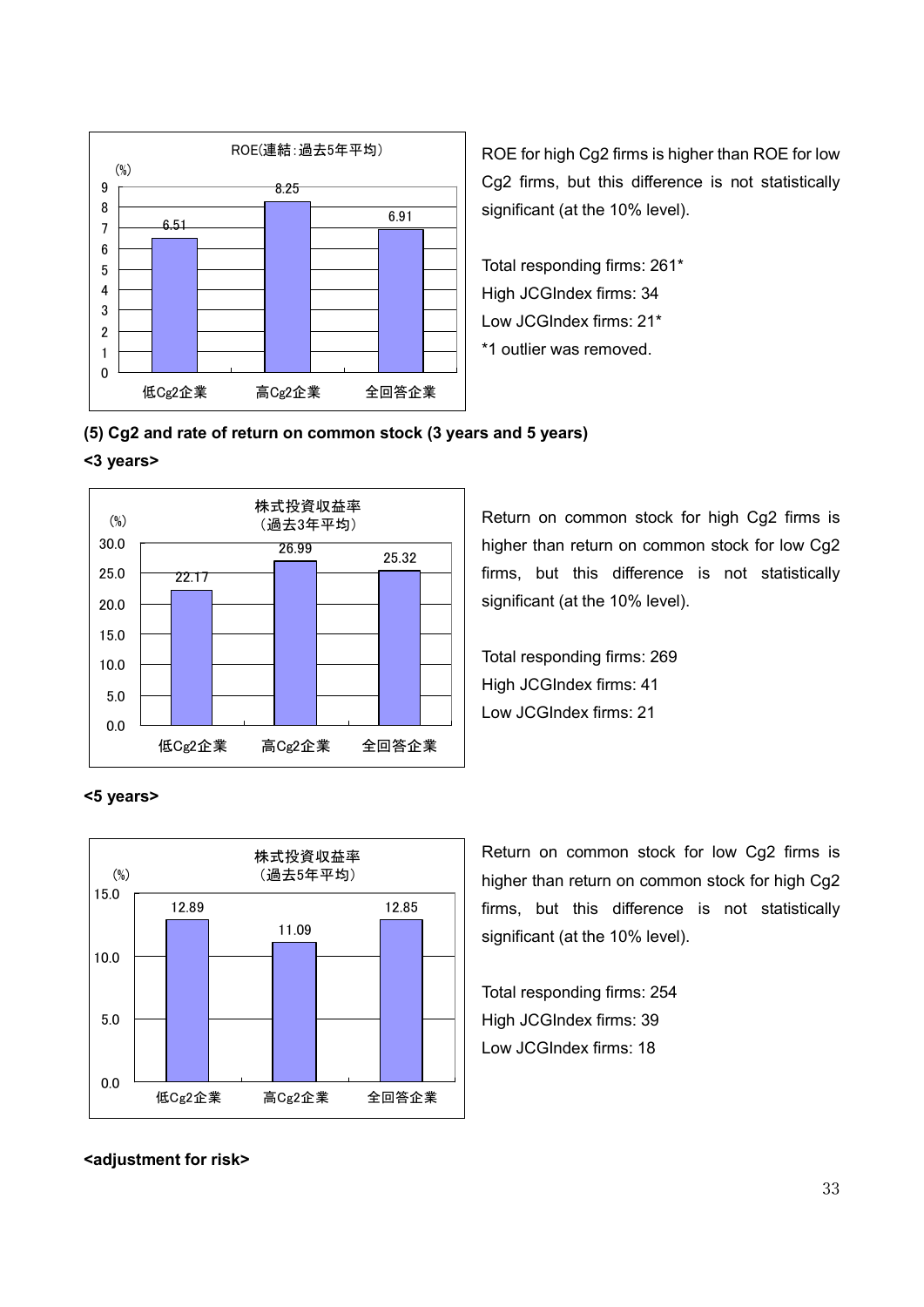| | 低Cg2企業 | 高Cg2企業 | 全回答企業 |
|---|---|---|---|
| ROE(連結:過去5年平均) (%) | 6.51 | 8.25 | 6.91 |

ROE for high Cg2 firms is higher than ROE for low Cg2 firms, but this difference is not statistically significant (at the 10% level).

Total responding firms: 261*
High JCGIndex firms: 34
Low JCGIndex firms: 21*
*1 outlier was removed.

**(5) Cg2 and rate of return on common stock (3 years and 5 years)**

**<3 years>**

| | 低Cg2企業 | 高Cg2企業 | 全回答企業 |
|---|---|---|---|
| 株式投資収益率（過去3年平均） (%) | 22.17 | 26.99 | 25.32 |

Return on common stock for high Cg2 firms is higher than return on common stock for low Cg2 firms, but this difference is not statistically significant (at the 10% level).

Total responding firms: 269
High JCGIndex firms: 41
Low JCGIndex firms: 21

**<5 years>**

| | 低Cg2企業 | 高Cg2企業 | 全回答企業 |
|---|---|---|---|
| 株式投資収益率（過去5年平均） (%) | 12.89 | 11.09 | 12.85 |

Return on common stock for low Cg2 firms is higher than return on common stock for high Cg2 firms, but this difference is not statistically significant (at the 10% level).

Total responding firms: 254
High JCGIndex firms: 39
Low JCGIndex firms: 18

**<adjustment for risk>**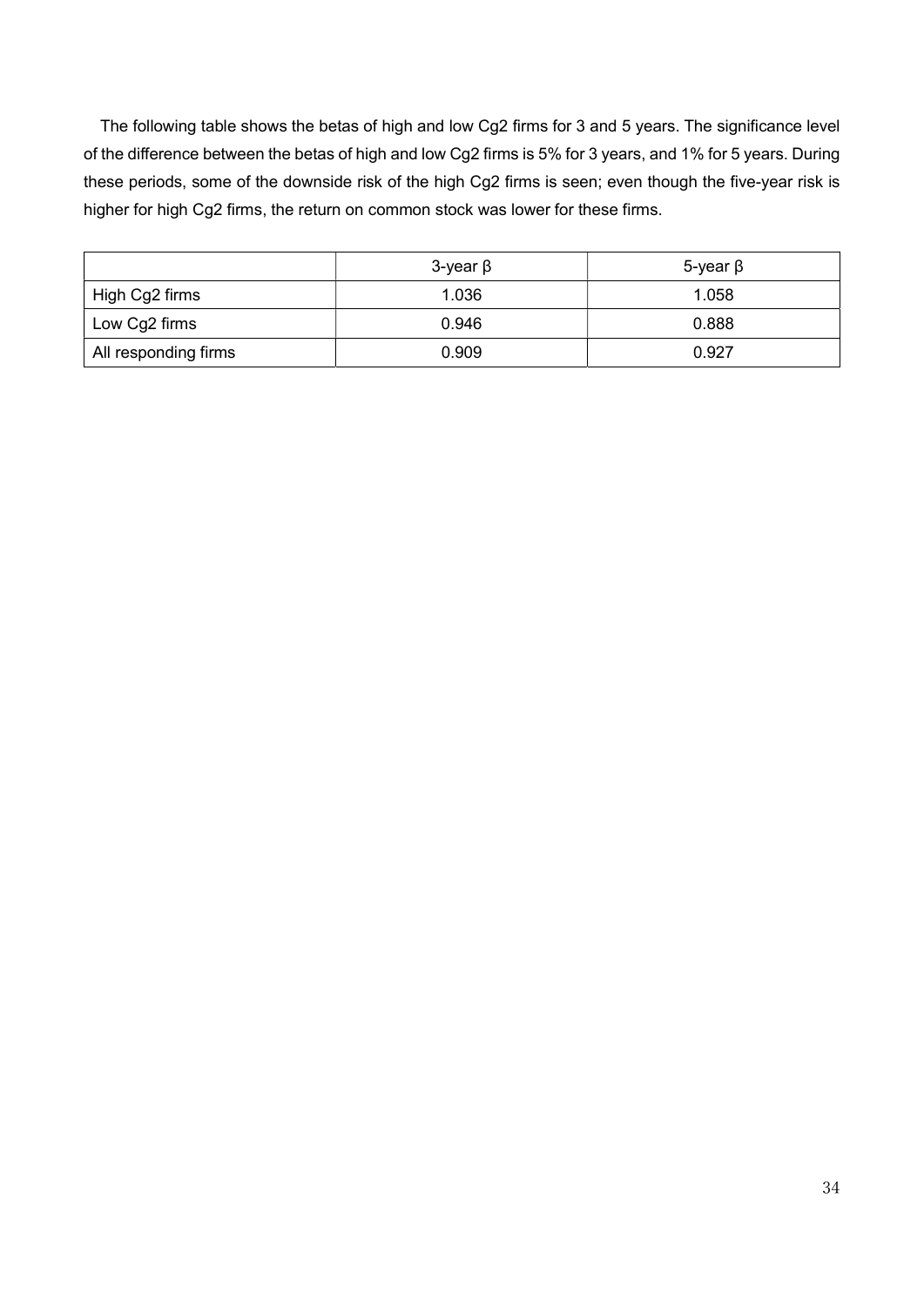The following table shows the betas of high and low Cg2 firms for 3 and 5 years. The significance level of the difference between the betas of high and low Cg2 firms is 5% for 3 years, and 1% for 5 years. During these periods, some of the downside risk of the high Cg2 firms is seen; even though the five-year risk is higher for high Cg2 firms, the return on common stock was lower for these firms.

| | 3-year β | 5-year β |
|---|---|---|
| High Cg2 firms | 1.036 | 1.058 |
| Low Cg2 firms | 0.946 | 0.888 |
| All responding firms | 0.909 | 0.927 |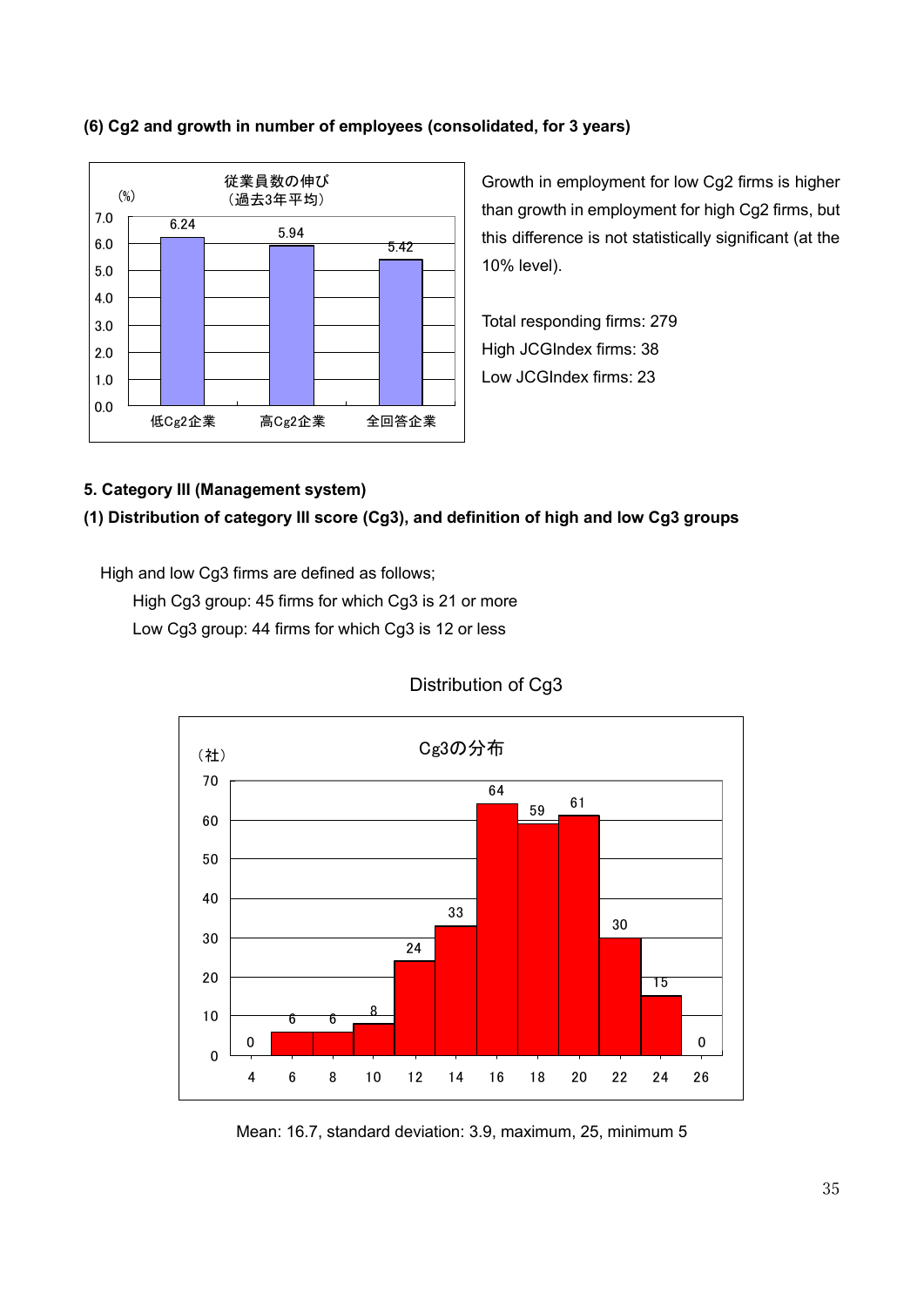**(6) Cg2 and growth in number of employees (consolidated, for 3 years)**

従業員数の伸び
（過去3年平均）

(%)

| | 低Cg2企業 | 高Cg2企業 | 全回答企業 |
|---|---|---|---|
| 従業員数の伸び（%） | 6.24 | 5.94 | 5.42 |

Growth in employment for low Cg2 firms is higher than growth in employment for high Cg2 firms, but this difference is not statistically significant (at the 10% level).

Total responding firms: 279
High JCGIndex firms: 38
Low JCGIndex firms: 23

**5. Category III (Management system)**

**(1) Distribution of category III score (Cg3), and definition of high and low Cg3 groups**

High and low Cg3 firms are defined as follows;

High Cg3 group: 45 firms for which Cg3 is 21 or more
Low Cg3 group: 44 firms for which Cg3 is 12 or less

Distribution of Cg3

Cg3の分布

（社）

| Cg3 | 4 | 6 | 8 | 10 | 12 | 14 | 16 | 18 | 20 | 22 | 24 | 26 |
|---|---|---|---|---|---|---|---|---|---|---|---|---|
| 社 | 0 | 6 | 6 | 8 | 24 | 33 | 64 | 59 | 61 | 30 | 15 | 0 |

Mean: 16.7, standard deviation: 3.9, maximum, 25, minimum 5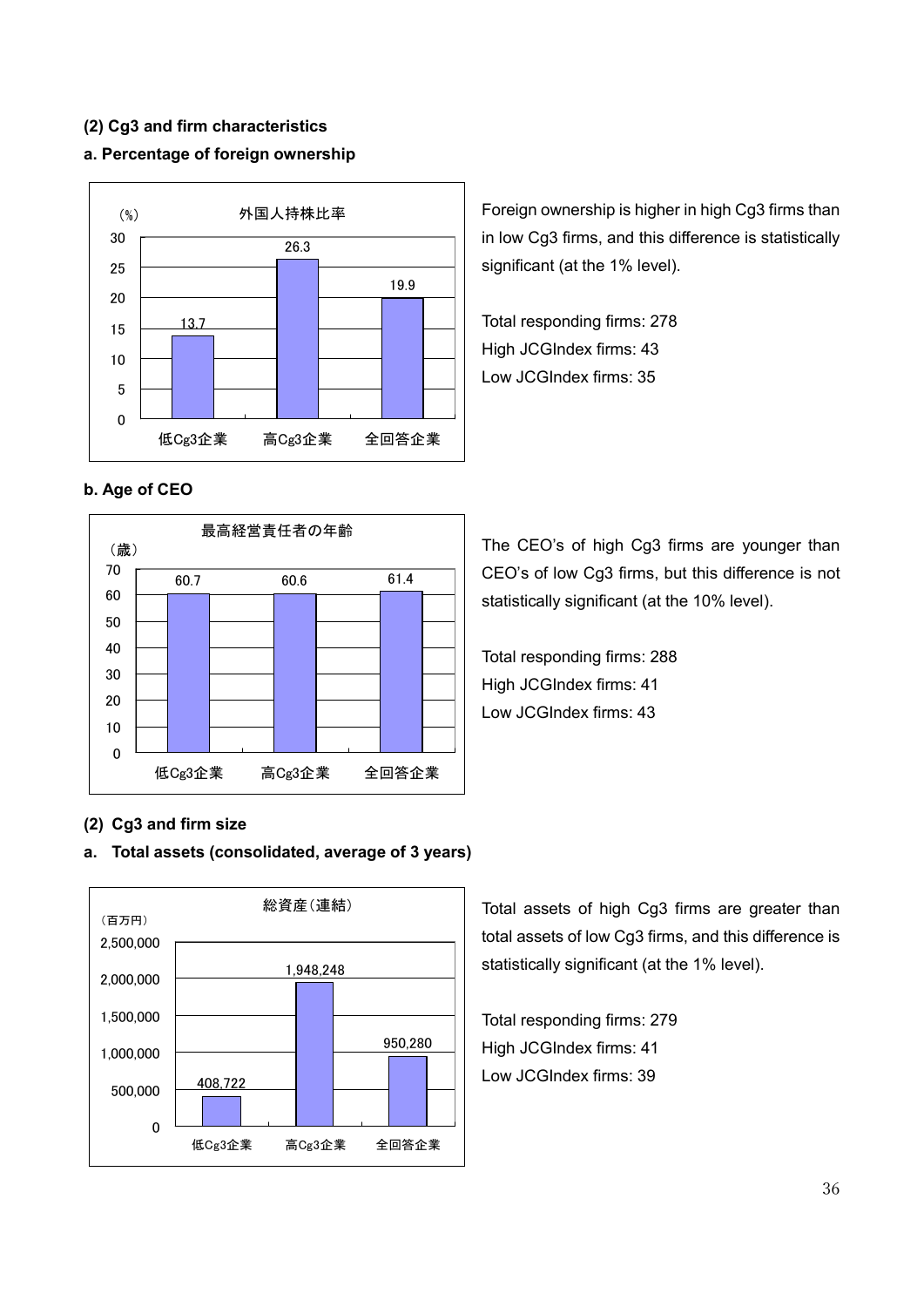**(2) Cg3 and firm characteristics**

**a. Percentage of foreign ownership**

外国人持株比率

（%）

| | 低Cg3企業 | 高Cg3企業 | 全回答企業 |
|---|---|---|---|
| 外国人持株比率 | 13.7 | 26.3 | 19.9 |

Foreign ownership is higher in high Cg3 firms than in low Cg3 firms, and this difference is statistically significant (at the 1% level).

Total responding firms: 278
High JCGIndex firms: 43
Low JCGIndex firms: 35

**b. Age of CEO**

最高経営責任者の年齢

（歳）

| | 低Cg3企業 | 高Cg3企業 | 全回答企業 |
|---|---|---|---|
| 最高経営責任者の年齢 | 60.7 | 60.6 | 61.4 |

The CEO's of high Cg3 firms are younger than CEO's of low Cg3 firms, but this difference is not statistically significant (at the 10% level).

Total responding firms: 288
High JCGIndex firms: 41
Low JCGIndex firms: 43

**(2) Cg3 and firm size**

**a. Total assets (consolidated, average of 3 years)**

総資産（連結）

（百万円）

| | 低Cg3企業 | 高Cg3企業 | 全回答企業 |
|---|---|---|---|
| 総資産（連結） | 408,722 | 1,948,248 | 950,280 |

Total assets of high Cg3 firms are greater than total assets of low Cg3 firms, and this difference is statistically significant (at the 1% level).

Total responding firms: 279
High JCGIndex firms: 41
Low JCGIndex firms: 39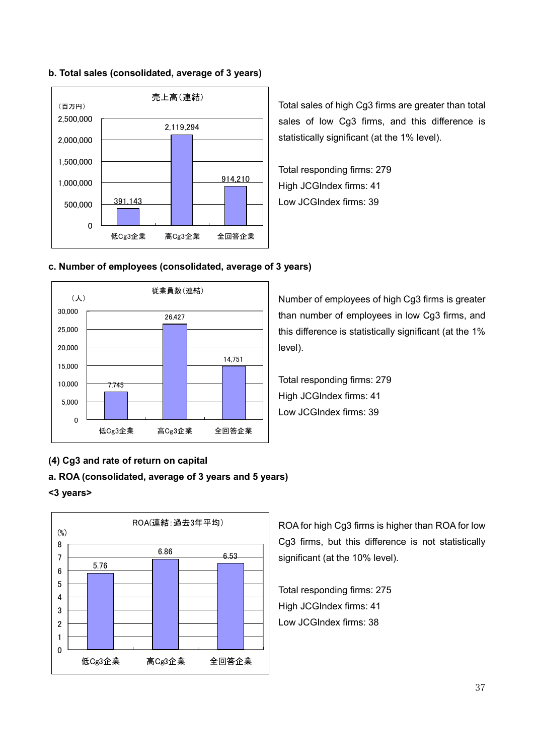**b. Total sales (consolidated, average of 3 years)**

売上高(連結)

(百万円)

| | 低Cg3企業 | 高Cg3企業 | 全回答企業 |
|---|---|---|---|
| 売上高(連結) | 391,143 | 2,119,294 | 914,210 |

Total sales of high Cg3 firms are greater than total sales of low Cg3 firms, and this difference is statistically significant (at the 1% level).

Total responding firms: 279
High JCGIndex firms: 41
Low JCGIndex firms: 39

**c. Number of employees (consolidated, average of 3 years)**

従業員数(連結)

(人)

| | 低Cg3企業 | 高Cg3企業 | 全回答企業 |
|---|---|---|---|
| 従業員数(連結) | 7,745 | 26,427 | 14,751 |

Number of employees of high Cg3 firms is greater than number of employees in low Cg3 firms, and this difference is statistically significant (at the 1% level).

Total responding firms: 279
High JCGIndex firms: 41
Low JCGIndex firms: 39

**(4) Cg3 and rate of return on capital**

**a. ROA (consolidated, average of 3 years and 5 years)**

**<3 years>**

ROA(連結:過去3年平均)

(%)

| | 低Cg3企業 | 高Cg3企業 | 全回答企業 |
|---|---|---|---|
| ROA(連結:過去3年平均) | 5.76 | 6.86 | 6.53 |

ROA for high Cg3 firms is higher than ROA for low Cg3 firms, but this difference is not statistically significant (at the 10% level).

Total responding firms: 275
High JCGIndex firms: 41
Low JCGIndex firms: 38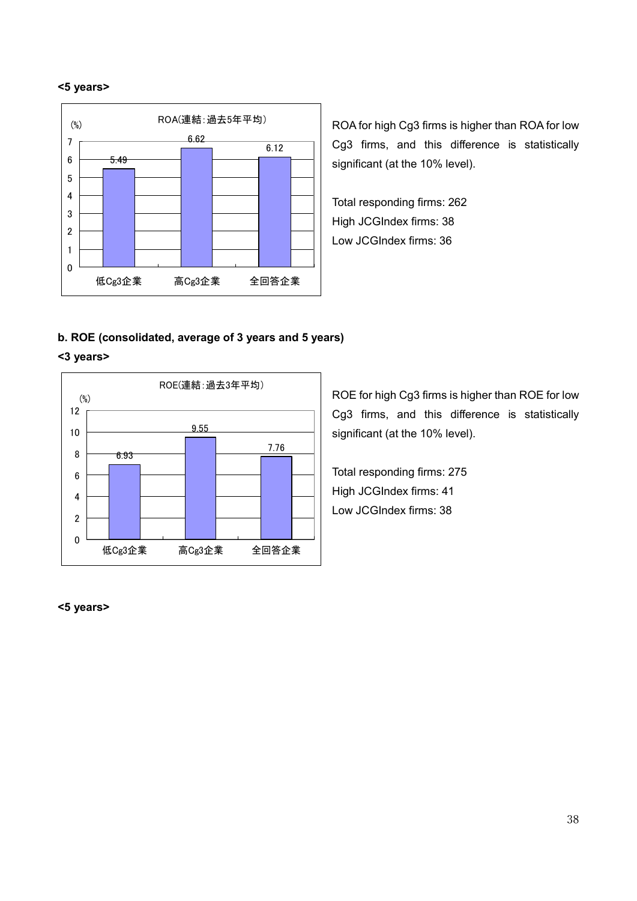**<5 years>**

ROA(連結:過去5年平均)

| | 低Cg3企業 | 高Cg3企業 | 全回答企業 |
|---|---|---|---|
| (%) | 5.49 | 6.62 | 6.12 |

ROA for high Cg3 firms is higher than ROA for low Cg3 firms, and this difference is statistically significant (at the 10% level).

Total responding firms: 262
High JCGIndex firms: 38
Low JCGIndex firms: 36

**b. ROE (consolidated, average of 3 years and 5 years)**

**<3 years>**

ROE(連結:過去3年平均)

| | 低Cg3企業 | 高Cg3企業 | 全回答企業 |
|---|---|---|---|
| (%) | 6.93 | 9.55 | 7.76 |

ROE for high Cg3 firms is higher than ROE for low Cg3 firms, and this difference is statistically significant (at the 10% level).

Total responding firms: 275
High JCGIndex firms: 41
Low JCGIndex firms: 38

**<5 years>**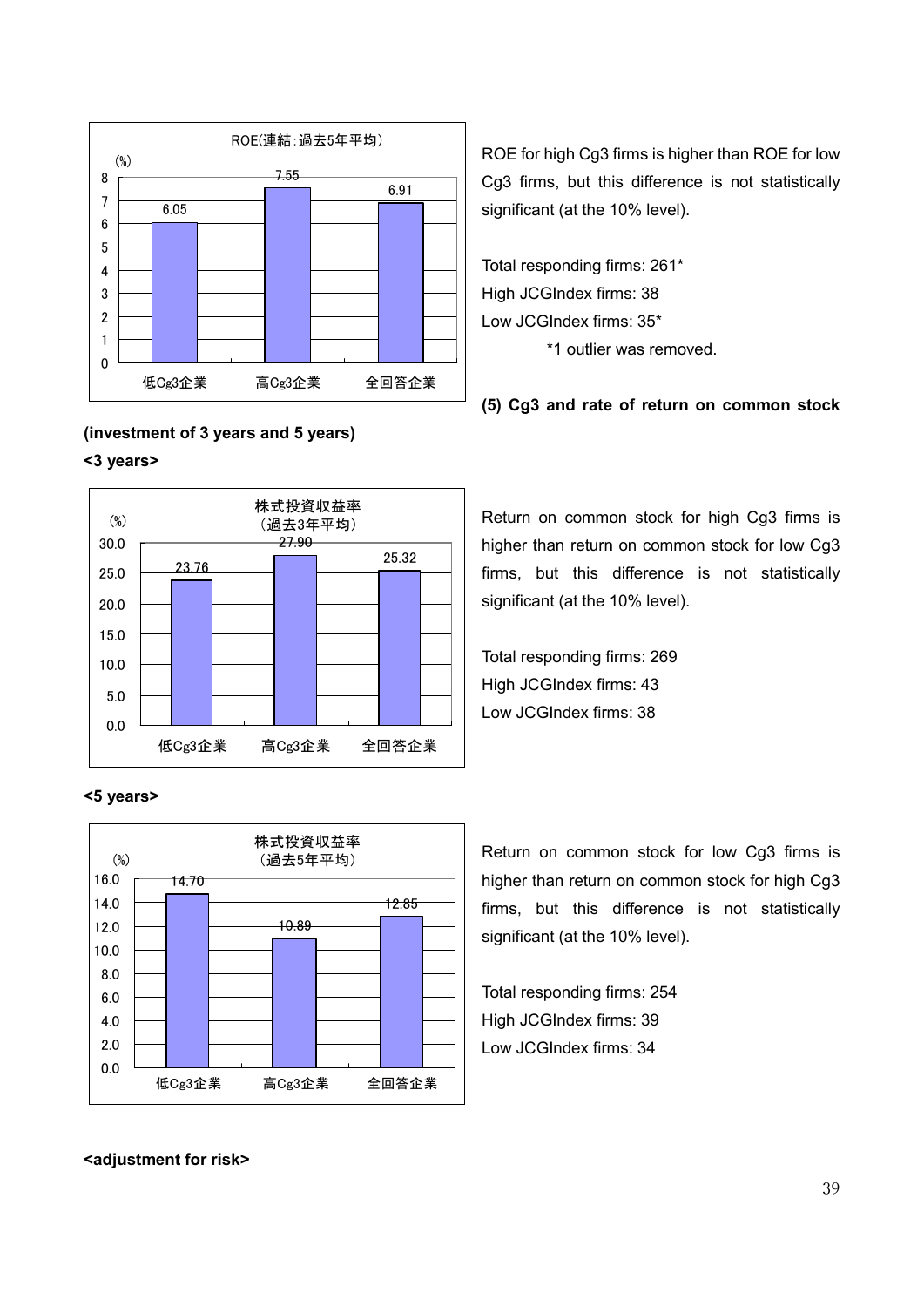ROE(連結:過去5年平均)

| | 低Cg3企業 | 高Cg3企業 | 全回答企業 |
|---|---|---|---|
| (%) | 6.05 | 7.55 | 6.91 |

ROE for high Cg3 firms is higher than ROE for low Cg3 firms, but this difference is not statistically significant (at the 10% level).

Total responding firms: 261*
High JCGIndex firms: 38
Low JCGIndex firms: 35*
*1 outlier was removed.

**(5) Cg3 and rate of return on common stock (investment of 3 years and 5 years)**

**<3 years>**

株式投資収益率（過去3年平均）

| | 低Cg3企業 | 高Cg3企業 | 全回答企業 |
|---|---|---|---|
| (%) | 23.76 | 27.90 | 25.32 |

Return on common stock for high Cg3 firms is higher than return on common stock for low Cg3 firms, but this difference is not statistically significant (at the 10% level).

Total responding firms: 269
High JCGIndex firms: 43
Low JCGIndex firms: 38

**<5 years>**

株式投資収益率（過去5年平均）

| | 低Cg3企業 | 高Cg3企業 | 全回答企業 |
|---|---|---|---|
| (%) | 14.70 | 10.89 | 12.85 |

Return on common stock for low Cg3 firms is higher than return on common stock for high Cg3 firms, but this difference is not statistically significant (at the 10% level).

Total responding firms: 254
High JCGIndex firms: 39
Low JCGIndex firms: 34

**<adjustment for risk>**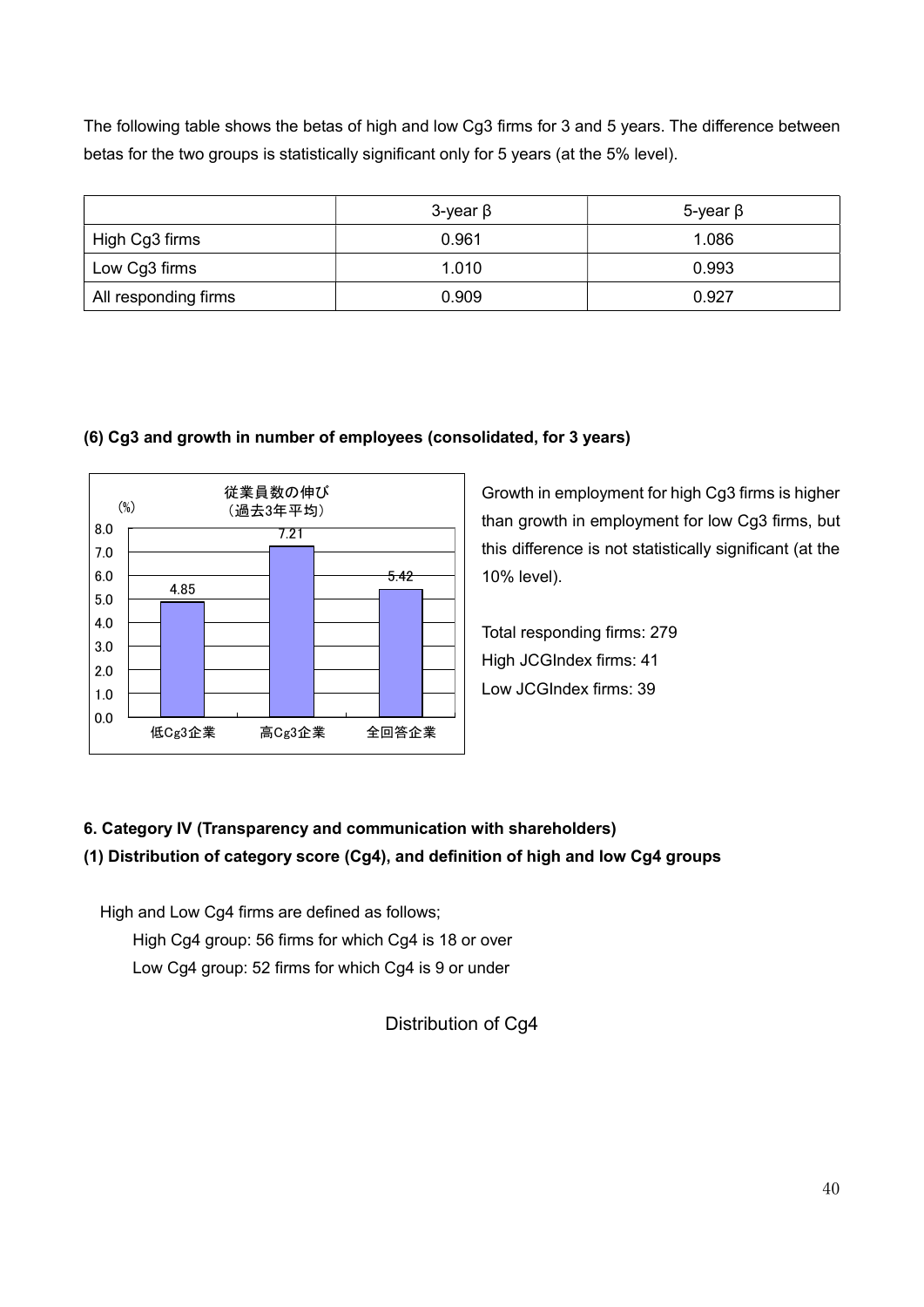The following table shows the betas of high and low Cg3 firms for 3 and 5 years. The difference between betas for the two groups is statistically significant only for 5 years (at the 5% level).

| | 3-year β | 5-year β |
|---|---|---|
| High Cg3 firms | 0.961 | 1.086 |
| Low Cg3 firms | 1.010 | 0.993 |
| All responding firms | 0.909 | 0.927 |

**(6) Cg3 and growth in number of employees (consolidated, for 3 years)**

従業員数の伸び
（過去3年平均）

(%)

| | 低Cg3企業 | 高Cg3企業 | 全回答企業 |
|---|---|---|---|
| 従業員数の伸び | 4.85 | 7.21 | 5.42 |

Growth in employment for high Cg3 firms is higher than growth in employment for low Cg3 firms, but this difference is not statistically significant (at the 10% level).

Total responding firms: 279
High JCGIndex firms: 41
Low JCGIndex firms: 39

**6. Category IV (Transparency and communication with shareholders)**

**(1) Distribution of category score (Cg4), and definition of high and low Cg4 groups**

High and Low Cg4 firms are defined as follows;

High Cg4 group: 56 firms for which Cg4 is 18 or over
Low Cg4 group: 52 firms for which Cg4 is 9 or under

Distribution of Cg4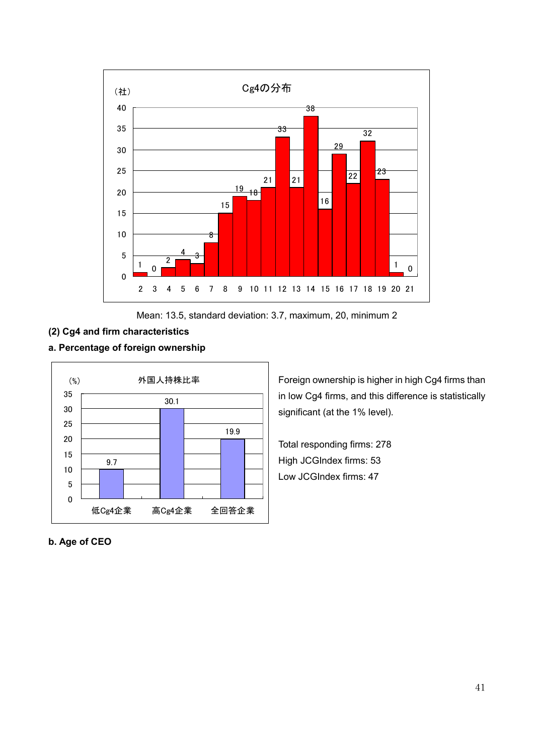Cg4の分布

| Cg4 | 2 | 3 | 4 | 5 | 6 | 7 | 8 | 9 | 10 | 11 | 12 | 13 | 14 | 15 | 16 | 17 | 18 | 19 | 20 | 21 |
|---|---|---|---|---|---|---|---|---|---|---|---|---|---|---|---|---|---|---|---|---|
| （社） | 1 | 0 | 2 | 4 | 3 | 8 | 15 | 19 | 18 | 21 | 33 | 21 | 38 | 16 | 29 | 22 | 32 | 23 | 1 | 0 |

Mean: 13.5, standard deviation: 3.7, maximum, 20, minimum 2

**(2) Cg4 and firm characteristics**

**a. Percentage of foreign ownership**

外国人持株比率

| | 低Cg4企業 | 高Cg4企業 | 全回答企業 |
|---|---|---|---|
| （%） | 9.7 | 30.1 | 19.9 |

Foreign ownership is higher in high Cg4 firms than in low Cg4 firms, and this difference is statistically significant (at the 1% level).

Total responding firms: 278
High JCGIndex firms: 53
Low JCGIndex firms: 47

**b. Age of CEO**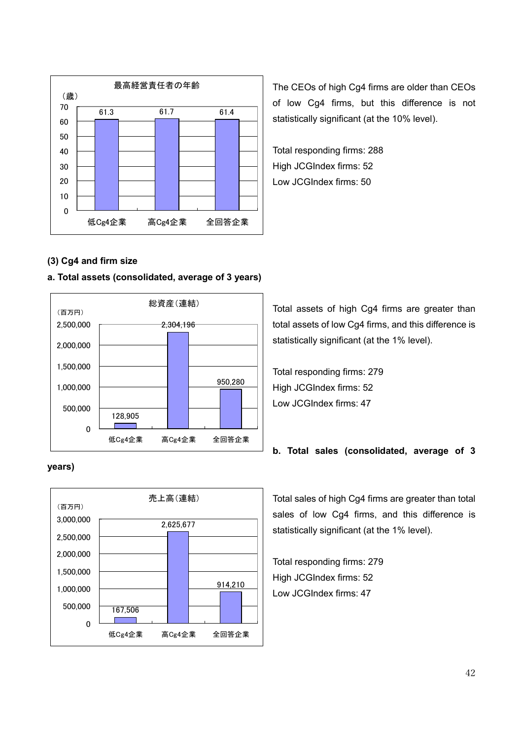最高経営責任者の年齢

（歳）

| | 低Cg4企業 | 高Cg4企業 | 全回答企業 |
|---|---|---|---|
| 最高経営責任者の年齢 | 61.3 | 61.7 | 61.4 |

The CEOs of high Cg4 firms are older than CEOs of low Cg4 firms, but this difference is not statistically significant (at the 10% level).

Total responding firms: 288
High JCGIndex firms: 52
Low JCGIndex firms: 50

**(3) Cg4 and firm size**

**a. Total assets (consolidated, average of 3 years)**

総資産（連結）

（百万円）

| | 低Cg4企業 | 高Cg4企業 | 全回答企業 |
|---|---|---|---|
| 総資産（連結） | 128,905 | 2,304,196 | 950,280 |

Total assets of high Cg4 firms are greater than total assets of low Cg4 firms, and this difference is statistically significant (at the 1% level).

Total responding firms: 279
High JCGIndex firms: 52
Low JCGIndex firms: 47

**b. Total sales (consolidated, average of 3 years)**

売上高（連結）

（百万円）

| | 低Cg4企業 | 高Cg4企業 | 全回答企業 |
|---|---|---|---|
| 売上高（連結） | 167,506 | 2,625,677 | 914,210 |

Total sales of high Cg4 firms are greater than total sales of low Cg4 firms, and this difference is statistically significant (at the 1% level).

Total responding firms: 279
High JCGIndex firms: 52
Low JCGIndex firms: 47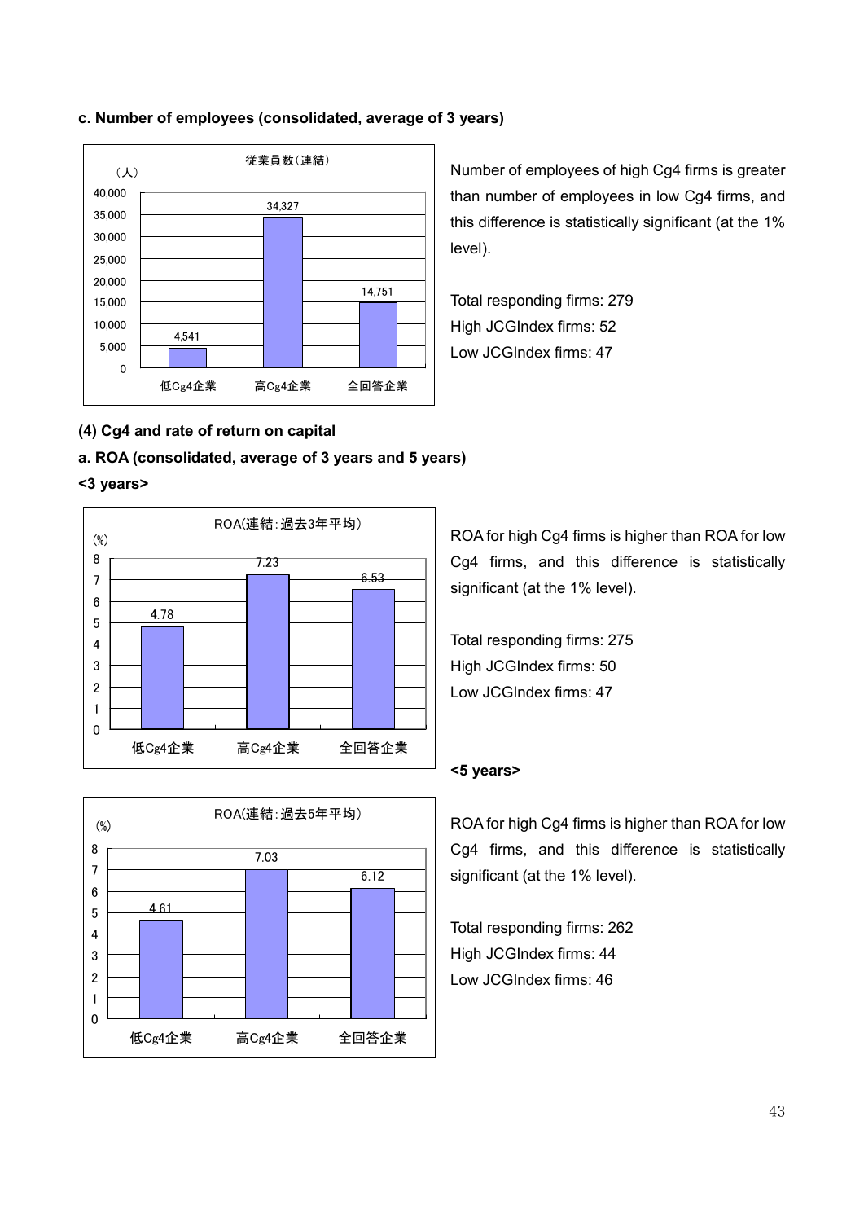**c. Number of employees (consolidated, average of 3 years)**

従業員数(連結)

| （人） | 低Cg4企業 | 高Cg4企業 | 全回答企業 |
|---|---|---|---|
| | 4,541 | 34,327 | 14,751 |

Number of employees of high Cg4 firms is greater than number of employees in low Cg4 firms, and this difference is statistically significant (at the 1% level).

Total responding firms: 279
High JCGIndex firms: 52
Low JCGIndex firms: 47

**(4) Cg4 and rate of return on capital**

**a. ROA (consolidated, average of 3 years and 5 years)**

**<3 years>**

ROA(連結：過去3年平均)

| (%) | 低Cg4企業 | 高Cg4企業 | 全回答企業 |
|---|---|---|---|
| | 4.78 | 7.23 | 6.53 |

ROA for high Cg4 firms is higher than ROA for low Cg4 firms, and this difference is statistically significant (at the 1% level).

Total responding firms: 275
High JCGIndex firms: 50
Low JCGIndex firms: 47

**<5 years>**

ROA(連結：過去5年平均)

| (%) | 低Cg4企業 | 高Cg4企業 | 全回答企業 |
|---|---|---|---|
| | 4.61 | 7.03 | 6.12 |

ROA for high Cg4 firms is higher than ROA for low Cg4 firms, and this difference is statistically significant (at the 1% level).

Total responding firms: 262
High JCGIndex firms: 44
Low JCGIndex firms: 46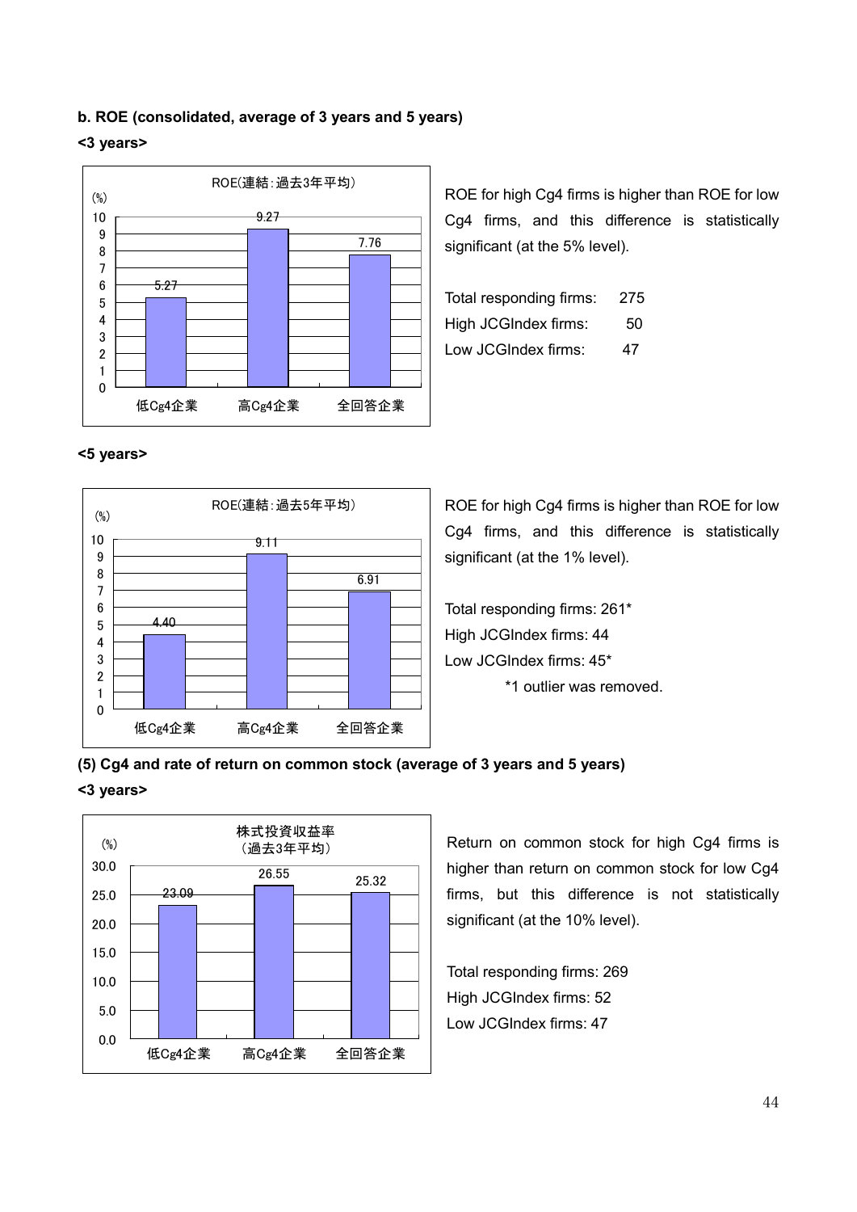**b. ROE (consolidated, average of 3 years and 5 years)**

**<3 years>**

ROE(連結：過去3年平均)

| | 低Cg4企業 | 高Cg4企業 | 全回答企業 |
|---|---|---|---|
| (%) | 5.27 | 9.27 | 7.76 |

ROE for high Cg4 firms is higher than ROE for low Cg4 firms, and this difference is statistically significant (at the 5% level).

Total responding firms: 275
High JCGIndex firms: 50
Low JCGIndex firms: 47

**<5 years>**

ROE(連結：過去5年平均)

| | 低Cg4企業 | 高Cg4企業 | 全回答企業 |
|---|---|---|---|
| (%) | 4.40 | 9.11 | 6.91 |

ROE for high Cg4 firms is higher than ROE for low Cg4 firms, and this difference is statistically significant (at the 1% level).

Total responding firms: 261*
High JCGIndex firms: 44
Low JCGIndex firms: 45*

*1 outlier was removed.

**(5) Cg4 and rate of return on common stock (average of 3 years and 5 years)**

**<3 years>**

株式投資収益率（過去3年平均）

| | 低Cg4企業 | 高Cg4企業 | 全回答企業 |
|---|---|---|---|
| (%) | 23.09 | 26.55 | 25.32 |

Return on common stock for high Cg4 firms is higher than return on common stock for low Cg4 firms, but this difference is not statistically significant (at the 10% level).

Total responding firms: 269
High JCGIndex firms: 52
Low JCGIndex firms: 47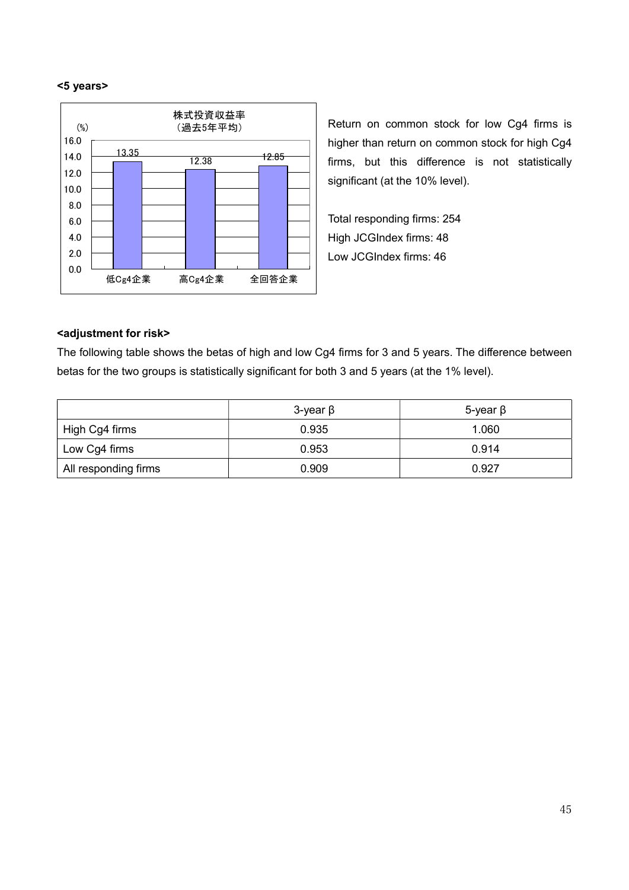**<5 years>**

株式投資収益率
（過去5年平均）

(%)

| | 低Cg4企業 | 高Cg4企業 | 全回答企業 |
|---|---|---|---|
| | 13.35 | 12.38 | 12.85 |

Return on common stock for low Cg4 firms is higher than return on common stock for high Cg4 firms, but this difference is not statistically significant (at the 10% level).

Total responding firms: 254
High JCGIndex firms: 48
Low JCGIndex firms: 46

**<adjustment for risk>**

The following table shows the betas of high and low Cg4 firms for 3 and 5 years. The difference between betas for the two groups is statistically significant for both 3 and 5 years (at the 1% level).

| | 3-year β | 5-year β |
|---|---|---|
| High Cg4 firms | 0.935 | 1.060 |
| Low Cg4 firms | 0.953 | 0.914 |
| All responding firms | 0.909 | 0.927 |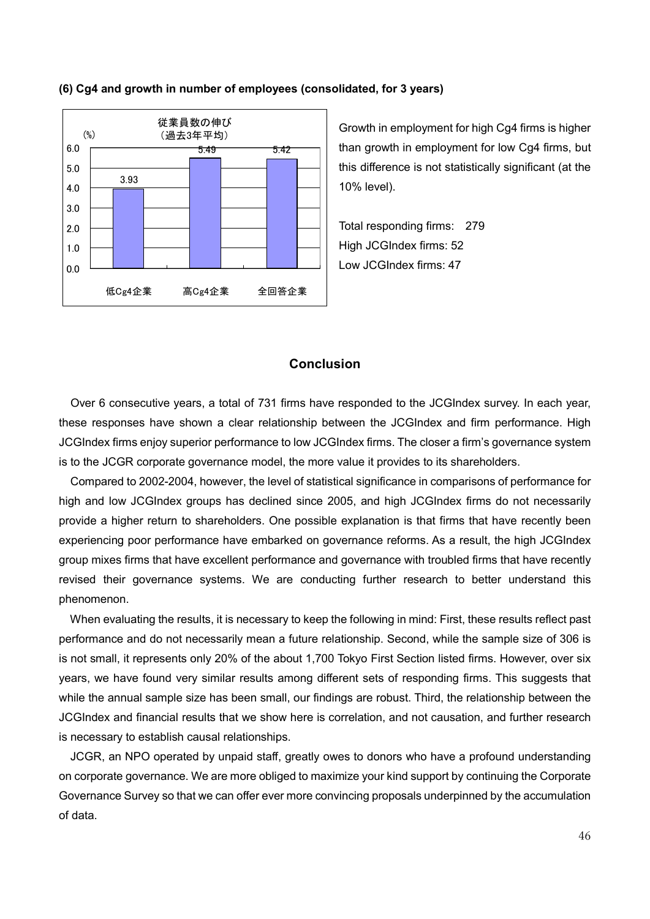**(6) Cg4 and growth in number of employees (consolidated, for 3 years)**

| | 低Cg4企業 | 高Cg4企業 | 全回答企業 |
|---|---|---|---|
| 従業員数の伸び（過去3年平均）(%) | 3.93 | 5.49 | 5.42 |

Growth in employment for high Cg4 firms is higher than growth in employment for low Cg4 firms, but this difference is not statistically significant (at the 10% level).

Total responding firms: 279
High JCGIndex firms: 52
Low JCGIndex firms: 47

## Conclusion

Over 6 consecutive years, a total of 731 firms have responded to the JCGIndex survey. In each year, these responses have shown a clear relationship between the JCGIndex and firm performance. High JCGIndex firms enjoy superior performance to low JCGIndex firms. The closer a firm's governance system is to the JCGR corporate governance model, the more value it provides to its shareholders.

Compared to 2002-2004, however, the level of statistical significance in comparisons of performance for high and low JCGIndex groups has declined since 2005, and high JCGIndex firms do not necessarily provide a higher return to shareholders. One possible explanation is that firms that have recently been experiencing poor performance have embarked on governance reforms. As a result, the high JCGIndex group mixes firms that have excellent performance and governance with troubled firms that have recently revised their governance systems. We are conducting further research to better understand this phenomenon.

When evaluating the results, it is necessary to keep the following in mind: First, these results reflect past performance and do not necessarily mean a future relationship. Second, while the sample size of 306 is is not small, it represents only 20% of the about 1,700 Tokyo First Section listed firms. However, over six years, we have found very similar results among different sets of responding firms. This suggests that while the annual sample size has been small, our findings are robust. Third, the relationship between the JCGIndex and financial results that we show here is correlation, and not causation, and further research is necessary to establish causal relationships.

JCGR, an NPO operated by unpaid staff, greatly owes to donors who have a profound understanding on corporate governance. We are more obliged to maximize your kind support by continuing the Corporate Governance Survey so that we can offer ever more convincing proposals underpinned by the accumulation of data.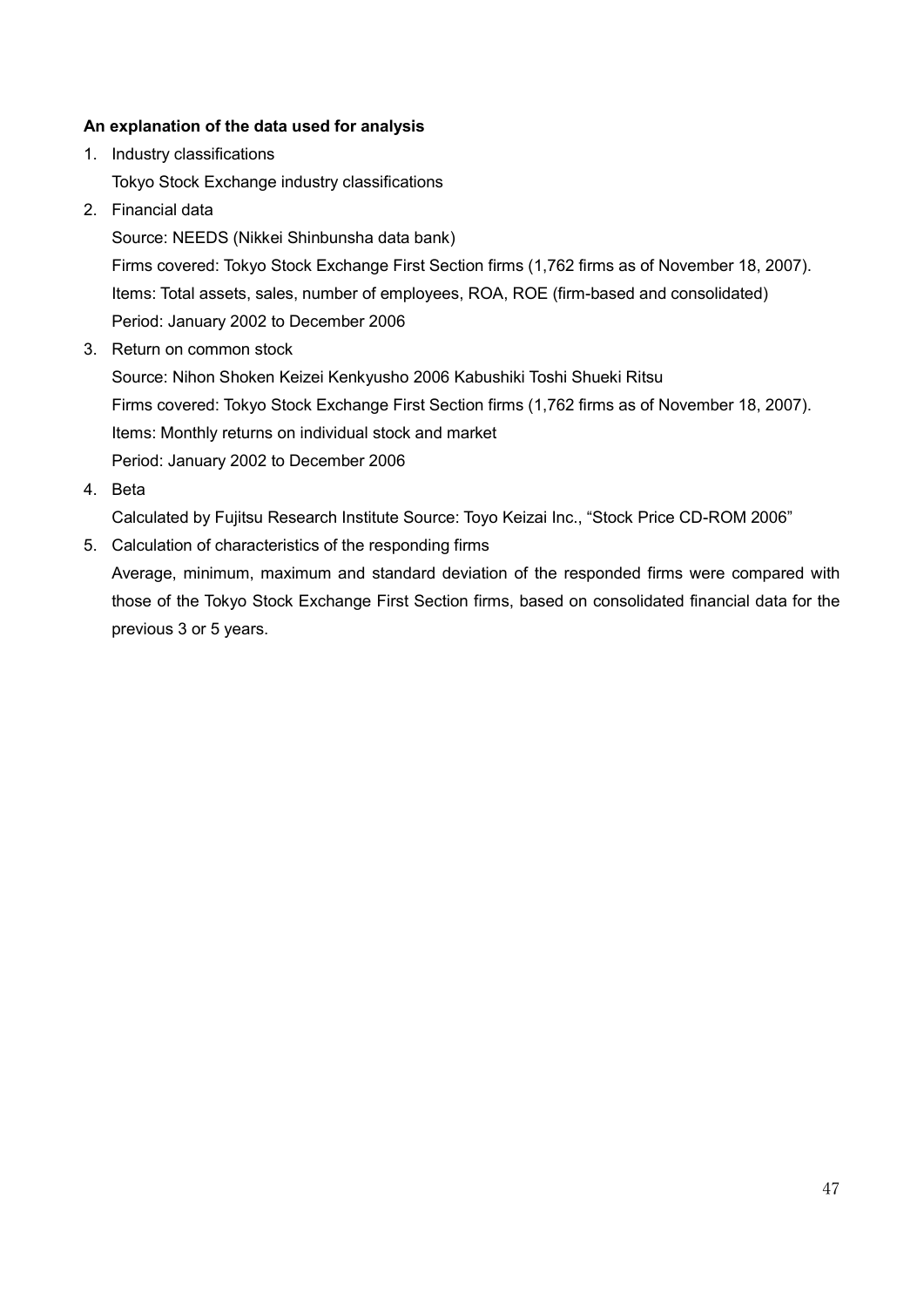**An explanation of the data used for analysis**

1. Industry classifications

   Tokyo Stock Exchange industry classifications

2. Financial data

   Source: NEEDS (Nikkei Shinbunsha data bank)

   Firms covered: Tokyo Stock Exchange First Section firms (1,762 firms as of November 18, 2007).

   Items: Total assets, sales, number of employees, ROA, ROE (firm-based and consolidated)

   Period: January 2002 to December 2006

3. Return on common stock

   Source: Nihon Shoken Keizei Kenkyusho 2006 Kabushiki Toshi Shueki Ritsu

   Firms covered: Tokyo Stock Exchange First Section firms (1,762 firms as of November 18, 2007).

   Items: Monthly returns on individual stock and market

   Period: January 2002 to December 2006

4. Beta

   Calculated by Fujitsu Research Institute Source: Toyo Keizai Inc., "Stock Price CD-ROM 2006"

5. Calculation of characteristics of the responding firms

   Average, minimum, maximum and standard deviation of the responded firms were compared with those of the Tokyo Stock Exchange First Section firms, based on consolidated financial data for the previous 3 or 5 years.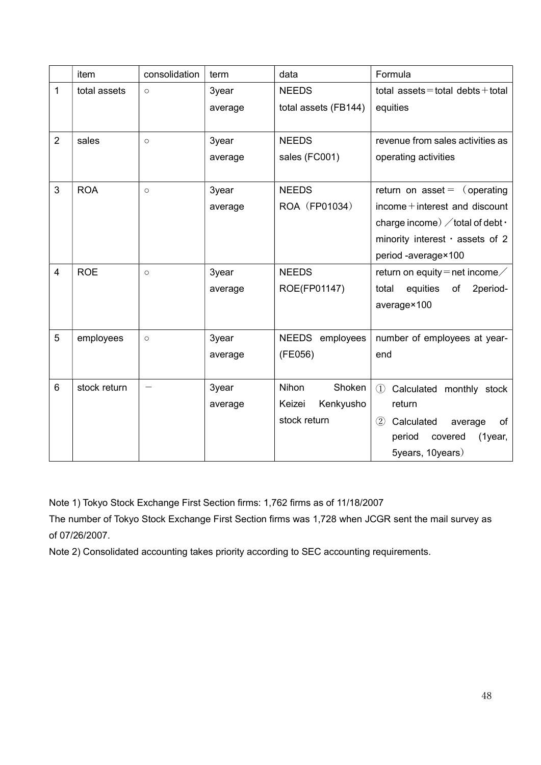|  | item | consolidation | term | data | Formula |
|---|---|---|---|---|---|
| 1 | total assets | ○ | 3year average | NEEDS total assets (FB144) | total assets＝total debts＋total equities |
| 2 | sales | ○ | 3year average | NEEDS sales (FC001) | revenue from sales activities as operating activities |
| 3 | ROA | ○ | 3year average | NEEDS ROA（FP01034） | return on asset＝（operating income＋interest and discount charge income）／total of debt・minority interest・assets of 2 period -average×100 |
| 4 | ROE | ○ | 3year average | NEEDS ROE(FP01147) | return on equity＝net income／total equities of 2period-average×100 |
| 5 | employees | ○ | 3year average | NEEDS employees (FE056) | number of employees at year-end |
| 6 | stock return | － | 3year average | Nihon Shoken Keizei Kenkyusho stock return | ① Calculated monthly stock return ② Calculated average of period covered (1year, 5years, 10years) |

Note 1) Tokyo Stock Exchange First Section firms: 1,762 firms as of 11/18/2007

The number of Tokyo Stock Exchange First Section firms was 1,728 when JCGR sent the mail survey as of 07/26/2007.

Note 2) Consolidated accounting takes priority according to SEC accounting requirements.